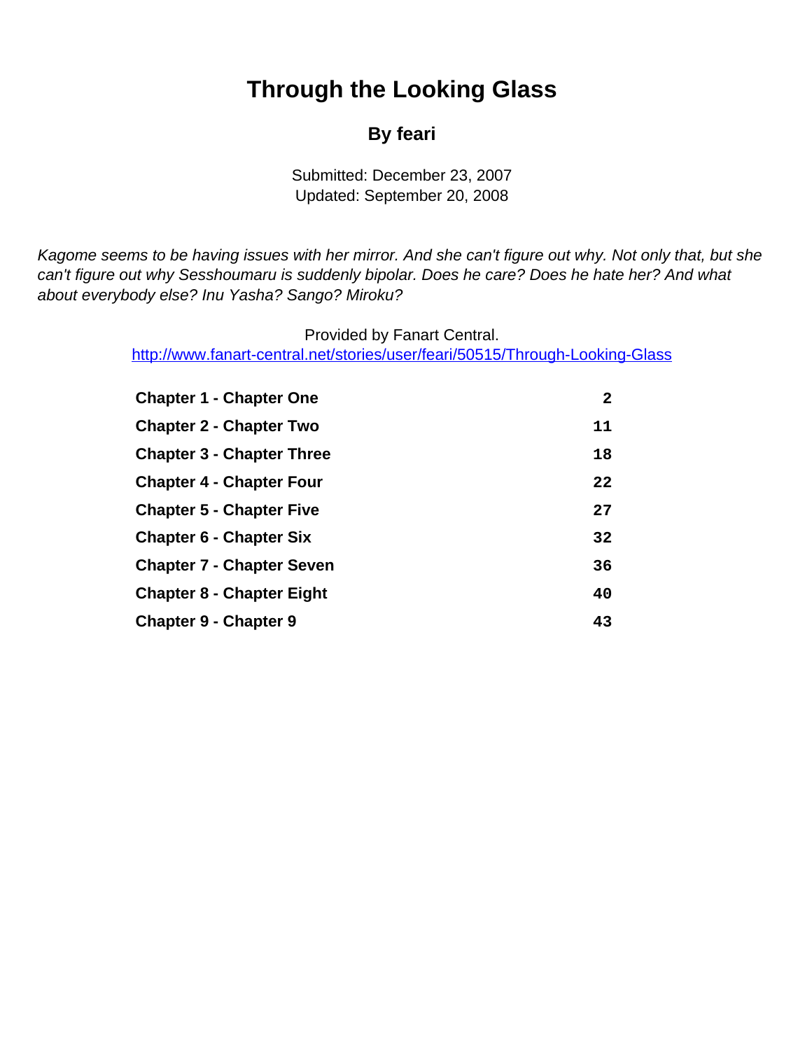# Through the Looking Glass

## By feari

Submitted: December 23, 2007
Updated: September 20, 2008

*Kagome seems to be having issues with her mirror. And she can't figure out why. Not only that, but she can't figure out why Sesshoumaru is suddenly bipolar. Does he care? Does he hate her? And what about everybody else? Inu Yasha? Sango? Miroku?*

Provided by Fanart Central.
http://www.fanart-central.net/stories/user/feari/50515/Through-Looking-Glass

| | |
|---|---|
| **Chapter 1 - Chapter One** | 2 |
| **Chapter 2 - Chapter Two** | 11 |
| **Chapter 3 - Chapter Three** | 18 |
| **Chapter 4 - Chapter Four** | 22 |
| **Chapter 5 - Chapter Five** | 27 |
| **Chapter 6 - Chapter Six** | 32 |
| **Chapter 7 - Chapter Seven** | 36 |
| **Chapter 8 - Chapter Eight** | 40 |
| **Chapter 9 - Chapter 9** | 43 |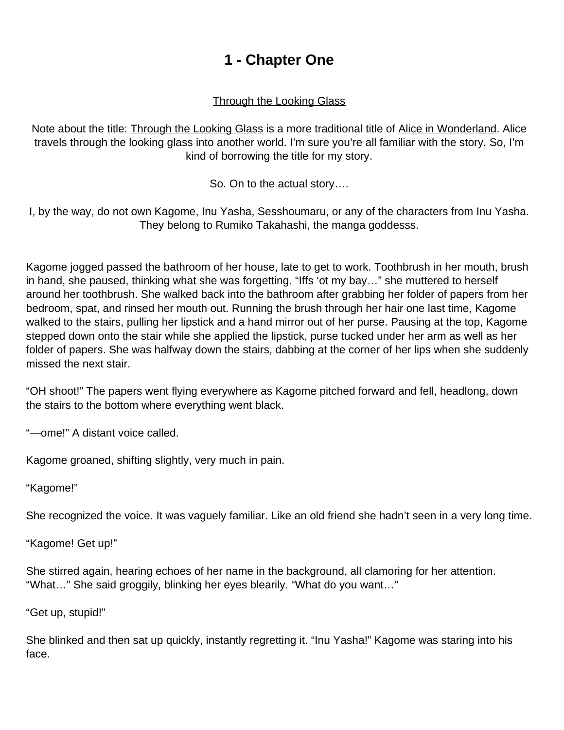# 1 - Chapter One

Through the Looking Glass

Note about the title: Through the Looking Glass is a more traditional title of Alice in Wonderland. Alice travels through the looking glass into another world. I'm sure you're all familiar with the story. So, I'm kind of borrowing the title for my story.

So. On to the actual story….

I, by the way, do not own Kagome, Inu Yasha, Sesshoumaru, or any of the characters from Inu Yasha. They belong to Rumiko Takahashi, the manga goddesss.

Kagome jogged passed the bathroom of her house, late to get to work. Toothbrush in her mouth, brush in hand, she paused, thinking what she was forgetting. "Iffs 'ot my bay…" she muttered to herself around her toothbrush. She walked back into the bathroom after grabbing her folder of papers from her bedroom, spat, and rinsed her mouth out. Running the brush through her hair one last time, Kagome walked to the stairs, pulling her lipstick and a hand mirror out of her purse. Pausing at the top, Kagome stepped down onto the stair while she applied the lipstick, purse tucked under her arm as well as her folder of papers. She was halfway down the stairs, dabbing at the corner of her lips when she suddenly missed the next stair.

"OH shoot!" The papers went flying everywhere as Kagome pitched forward and fell, headlong, down the stairs to the bottom where everything went black.

"—ome!" A distant voice called.

Kagome groaned, shifting slightly, very much in pain.

"Kagome!"

She recognized the voice. It was vaguely familiar. Like an old friend she hadn't seen in a very long time.

"Kagome! Get up!"

She stirred again, hearing echoes of her name in the background, all clamoring for her attention. "What…" She said groggily, blinking her eyes blearily. "What do you want…"

"Get up, stupid!"

She blinked and then sat up quickly, instantly regretting it. "Inu Yasha!" Kagome was staring into his face.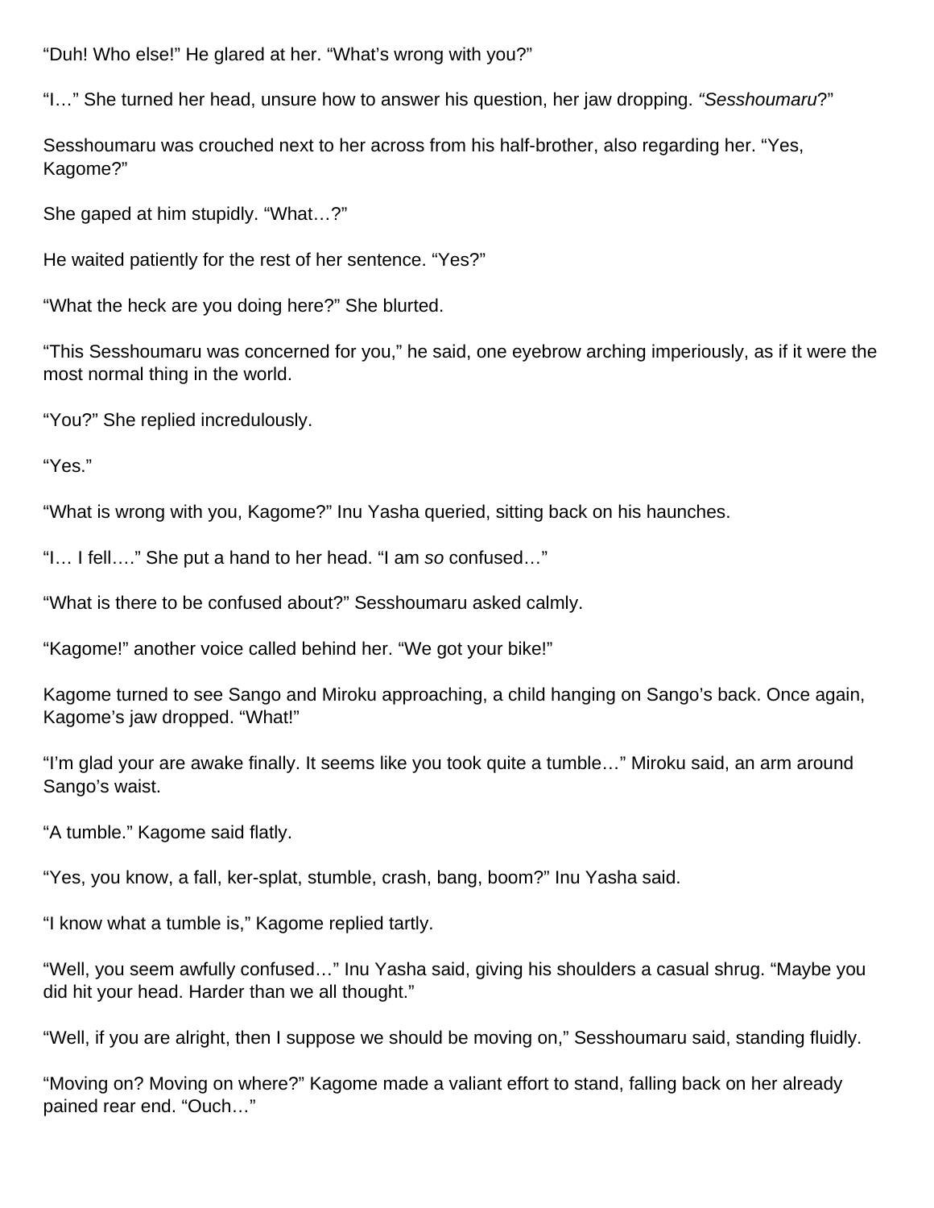"Duh! Who else!" He glared at her. "What's wrong with you?"

"I…" She turned her head, unsure how to answer his question, her jaw dropping. *"Sesshoumaru*?"

Sesshoumaru was crouched next to her across from his half-brother, also regarding her. "Yes, Kagome?"

She gaped at him stupidly. "What…?"

He waited patiently for the rest of her sentence. "Yes?"

"What the heck are you doing here?" She blurted.

"This Sesshoumaru was concerned for you," he said, one eyebrow arching imperiously, as if it were the most normal thing in the world.

"You?" She replied incredulously.

"Yes."

"What is wrong with you, Kagome?" Inu Yasha queried, sitting back on his haunches.

"I… I fell…." She put a hand to her head. "I am *so* confused…"

"What is there to be confused about?" Sesshoumaru asked calmly.

"Kagome!" another voice called behind her. "We got your bike!"

Kagome turned to see Sango and Miroku approaching, a child hanging on Sango's back. Once again, Kagome's jaw dropped. "What!"

"I'm glad your are awake finally. It seems like you took quite a tumble…" Miroku said, an arm around Sango's waist.

"A tumble." Kagome said flatly.

"Yes, you know, a fall, ker-splat, stumble, crash, bang, boom?" Inu Yasha said.

"I know what a tumble is," Kagome replied tartly.

"Well, you seem awfully confused…" Inu Yasha said, giving his shoulders a casual shrug. "Maybe you did hit your head. Harder than we all thought."

"Well, if you are alright, then I suppose we should be moving on," Sesshoumaru said, standing fluidly.

"Moving on? Moving on where?" Kagome made a valiant effort to stand, falling back on her already pained rear end. "Ouch…"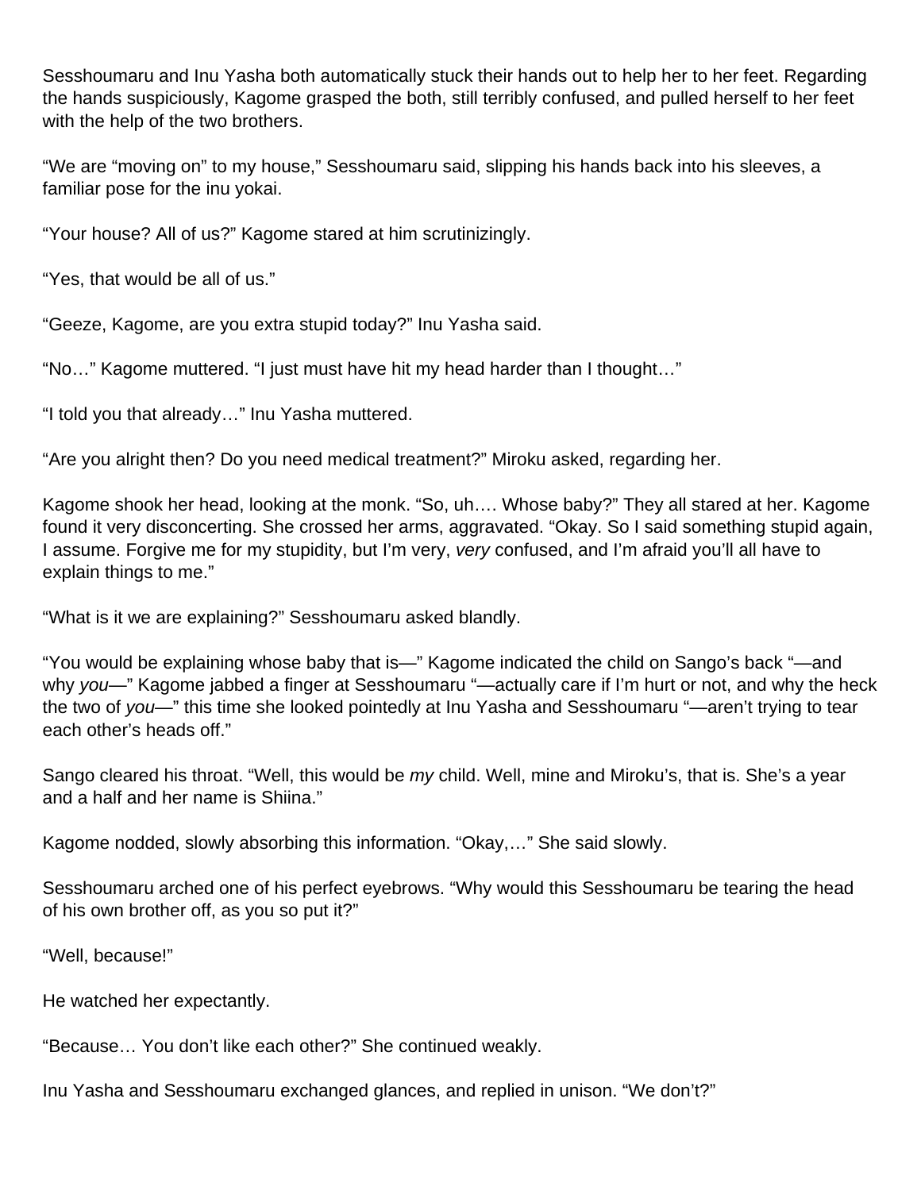Sesshoumaru and Inu Yasha both automatically stuck their hands out to help her to her feet. Regarding the hands suspiciously, Kagome grasped the both, still terribly confused, and pulled herself to her feet with the help of the two brothers.

"We are "moving on" to my house," Sesshoumaru said, slipping his hands back into his sleeves, a familiar pose for the inu yokai.

"Your house? All of us?" Kagome stared at him scrutinizingly.

"Yes, that would be all of us."

"Geeze, Kagome, are you extra stupid today?" Inu Yasha said.

"No…" Kagome muttered. "I just must have hit my head harder than I thought…"

"I told you that already…" Inu Yasha muttered.

"Are you alright then? Do you need medical treatment?" Miroku asked, regarding her.

Kagome shook her head, looking at the monk. "So, uh…. Whose baby?" They all stared at her. Kagome found it very disconcerting. She crossed her arms, aggravated. "Okay. So I said something stupid again, I assume. Forgive me for my stupidity, but I'm very, *very* confused, and I'm afraid you'll all have to explain things to me."

"What is it we are explaining?" Sesshoumaru asked blandly.

"You would be explaining whose baby that is—" Kagome indicated the child on Sango's back "—and why *you*—" Kagome jabbed a finger at Sesshoumaru "—actually care if I'm hurt or not, and why the heck the two of *you*—" this time she looked pointedly at Inu Yasha and Sesshoumaru "—aren't trying to tear each other's heads off."

Sango cleared his throat. "Well, this would be *my* child. Well, mine and Miroku's, that is. She's a year and a half and her name is Shiina."

Kagome nodded, slowly absorbing this information. "Okay,…" She said slowly.

Sesshoumaru arched one of his perfect eyebrows. "Why would this Sesshoumaru be tearing the head of his own brother off, as you so put it?"

"Well, because!"

He watched her expectantly.

"Because… You don't like each other?" She continued weakly.

Inu Yasha and Sesshoumaru exchanged glances, and replied in unison. "We don't?"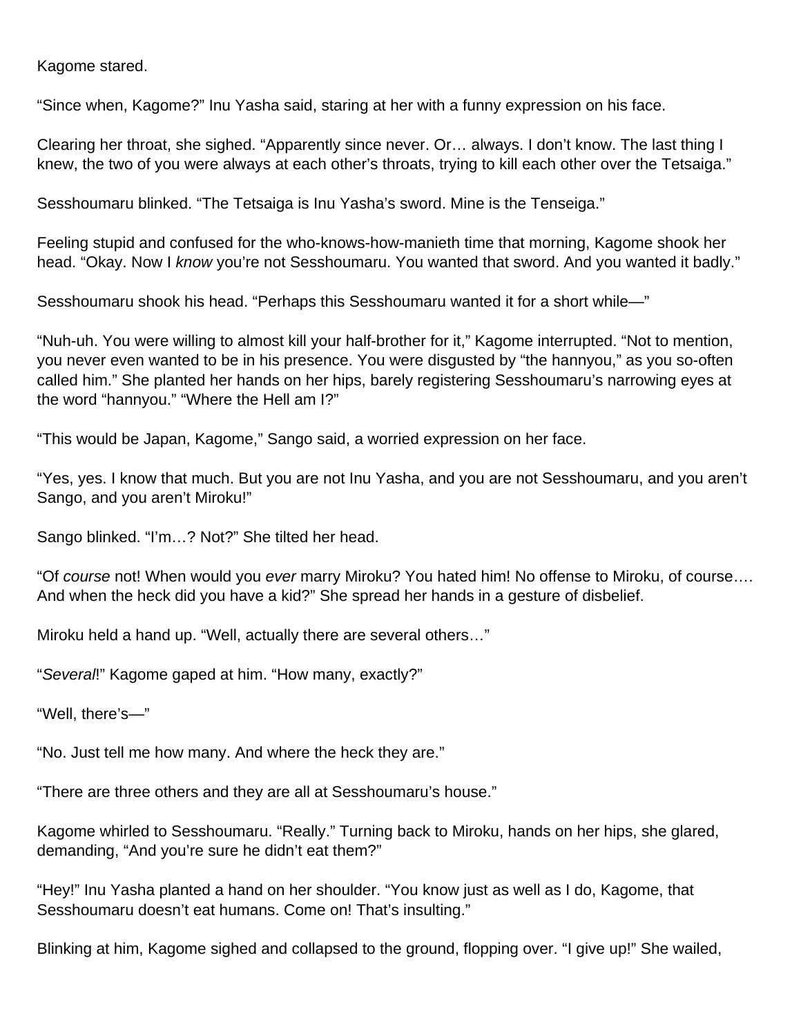Kagome stared.

"Since when, Kagome?" Inu Yasha said, staring at her with a funny expression on his face.

Clearing her throat, she sighed. "Apparently since never. Or… always. I don't know. The last thing I knew, the two of you were always at each other's throats, trying to kill each other over the Tetsaiga."

Sesshoumaru blinked. "The Tetsaiga is Inu Yasha's sword. Mine is the Tenseiga."

Feeling stupid and confused for the who-knows-how-manieth time that morning, Kagome shook her head. "Okay. Now I *know* you're not Sesshoumaru. You wanted that sword. And you wanted it badly."

Sesshoumaru shook his head. "Perhaps this Sesshoumaru wanted it for a short while—"

"Nuh-uh. You were willing to almost kill your half-brother for it," Kagome interrupted. "Not to mention, you never even wanted to be in his presence. You were disgusted by "the hannyou," as you so-often called him." She planted her hands on her hips, barely registering Sesshoumaru's narrowing eyes at the word "hannyou." "Where the Hell am I?"

"This would be Japan, Kagome," Sango said, a worried expression on her face.

"Yes, yes. I know that much. But you are not Inu Yasha, and you are not Sesshoumaru, and you aren't Sango, and you aren't Miroku!"

Sango blinked. "I'm…? Not?" She tilted her head.

"Of *course* not! When would you *ever* marry Miroku? You hated him! No offense to Miroku, of course…. And when the heck did you have a kid?" She spread her hands in a gesture of disbelief.

Miroku held a hand up. "Well, actually there are several others…"

"*Several*!" Kagome gaped at him. "How many, exactly?"

"Well, there's—"

"No. Just tell me how many. And where the heck they are."

"There are three others and they are all at Sesshoumaru's house."

Kagome whirled to Sesshoumaru. "Really." Turning back to Miroku, hands on her hips, she glared, demanding, "And you're sure he didn't eat them?"

"Hey!" Inu Yasha planted a hand on her shoulder. "You know just as well as I do, Kagome, that Sesshoumaru doesn't eat humans. Come on! That's insulting."

Blinking at him, Kagome sighed and collapsed to the ground, flopping over. "I give up!" She wailed,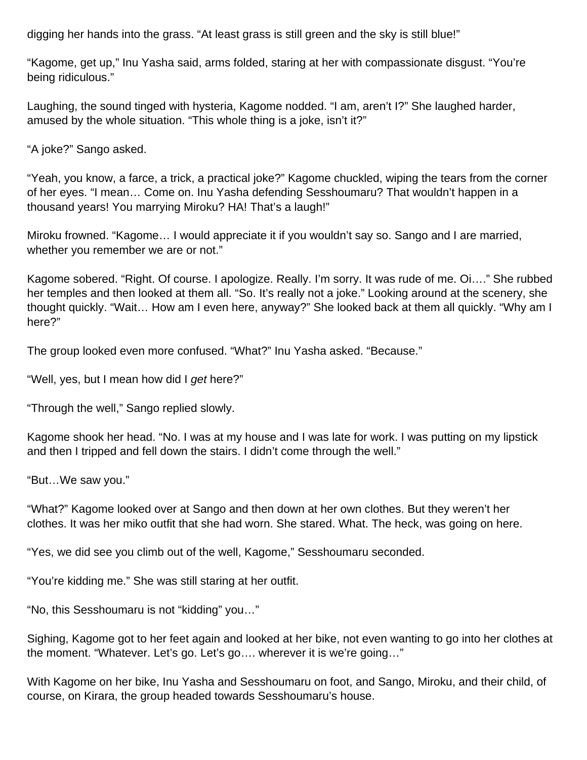digging her hands into the grass. "At least grass is still green and the sky is still blue!"

"Kagome, get up," Inu Yasha said, arms folded, staring at her with compassionate disgust. "You're being ridiculous."

Laughing, the sound tinged with hysteria, Kagome nodded. "I am, aren't I?" She laughed harder, amused by the whole situation. "This whole thing is a joke, isn't it?"

"A joke?" Sango asked.

"Yeah, you know, a farce, a trick, a practical joke?" Kagome chuckled, wiping the tears from the corner of her eyes. "I mean… Come on. Inu Yasha defending Sesshoumaru? That wouldn't happen in a thousand years! You marrying Miroku? HA! That's a laugh!"

Miroku frowned. "Kagome… I would appreciate it if you wouldn't say so. Sango and I are married, whether you remember we are or not."

Kagome sobered. "Right. Of course. I apologize. Really. I'm sorry. It was rude of me. Oi…." She rubbed her temples and then looked at them all. "So. It's really not a joke." Looking around at the scenery, she thought quickly. "Wait… How am I even here, anyway?" She looked back at them all quickly. "Why am I here?"

The group looked even more confused. "What?" Inu Yasha asked. "Because."

"Well, yes, but I mean how did I *get* here?"

"Through the well," Sango replied slowly.

Kagome shook her head. "No. I was at my house and I was late for work. I was putting on my lipstick and then I tripped and fell down the stairs. I didn't come through the well."

"But…We saw you."

"What?" Kagome looked over at Sango and then down at her own clothes. But they weren't her clothes. It was her miko outfit that she had worn. She stared. What. The heck, was going on here.

"Yes, we did see you climb out of the well, Kagome," Sesshoumaru seconded.

"You're kidding me." She was still staring at her outfit.

"No, this Sesshoumaru is not "kidding" you…"

Sighing, Kagome got to her feet again and looked at her bike, not even wanting to go into her clothes at the moment. "Whatever. Let's go. Let's go…. wherever it is we're going…"

With Kagome on her bike, Inu Yasha and Sesshoumaru on foot, and Sango, Miroku, and their child, of course, on Kirara, the group headed towards Sesshoumaru's house.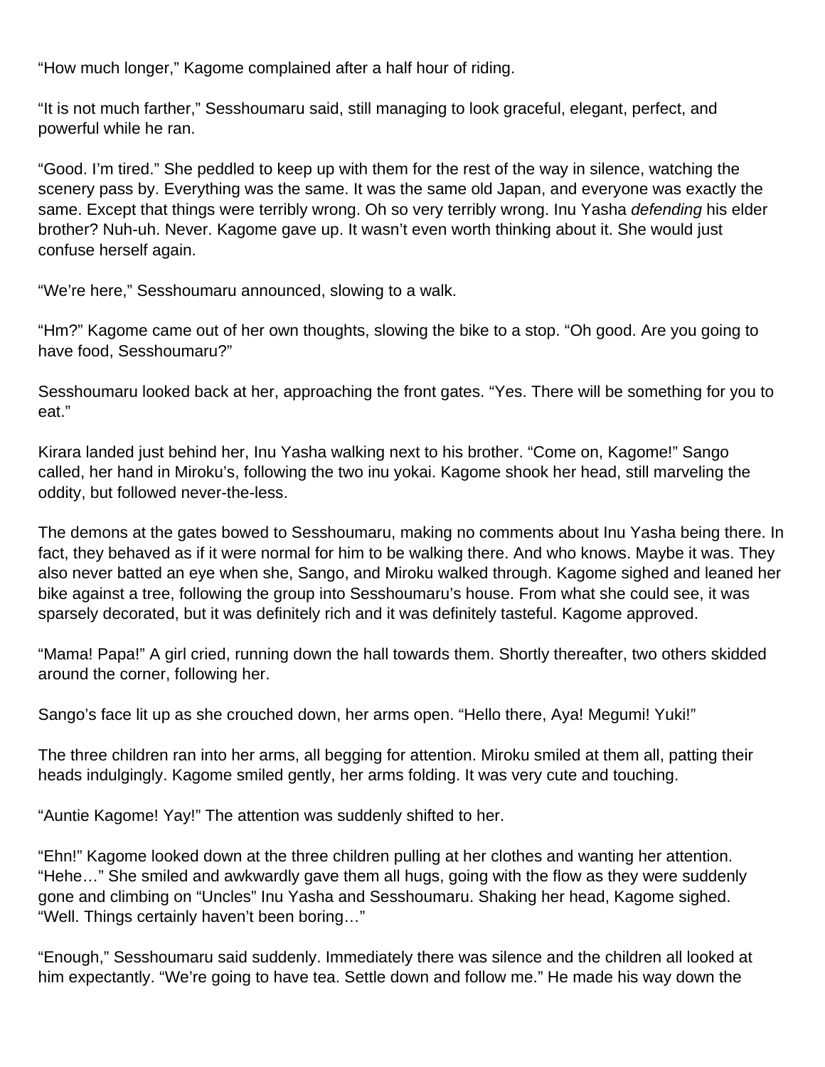"How much longer," Kagome complained after a half hour of riding.

"It is not much farther," Sesshoumaru said, still managing to look graceful, elegant, perfect, and powerful while he ran.

"Good. I'm tired." She peddled to keep up with them for the rest of the way in silence, watching the scenery pass by. Everything was the same. It was the same old Japan, and everyone was exactly the same. Except that things were terribly wrong. Oh so very terribly wrong. Inu Yasha *defending* his elder brother? Nuh-uh. Never. Kagome gave up. It wasn't even worth thinking about it. She would just confuse herself again.

"We're here," Sesshoumaru announced, slowing to a walk.

"Hm?" Kagome came out of her own thoughts, slowing the bike to a stop. "Oh good. Are you going to have food, Sesshoumaru?"

Sesshoumaru looked back at her, approaching the front gates. "Yes. There will be something for you to eat."

Kirara landed just behind her, Inu Yasha walking next to his brother. "Come on, Kagome!" Sango called, her hand in Miroku's, following the two inu yokai. Kagome shook her head, still marveling the oddity, but followed never-the-less.

The demons at the gates bowed to Sesshoumaru, making no comments about Inu Yasha being there. In fact, they behaved as if it were normal for him to be walking there. And who knows. Maybe it was. They also never batted an eye when she, Sango, and Miroku walked through. Kagome sighed and leaned her bike against a tree, following the group into Sesshoumaru's house. From what she could see, it was sparsely decorated, but it was definitely rich and it was definitely tasteful. Kagome approved.

"Mama! Papa!" A girl cried, running down the hall towards them. Shortly thereafter, two others skidded around the corner, following her.

Sango's face lit up as she crouched down, her arms open. "Hello there, Aya! Megumi! Yuki!"

The three children ran into her arms, all begging for attention. Miroku smiled at them all, patting their heads indulgingly. Kagome smiled gently, her arms folding. It was very cute and touching.

"Auntie Kagome! Yay!" The attention was suddenly shifted to her.

"Ehn!" Kagome looked down at the three children pulling at her clothes and wanting her attention. "Hehe…" She smiled and awkwardly gave them all hugs, going with the flow as they were suddenly gone and climbing on "Uncles" Inu Yasha and Sesshoumaru. Shaking her head, Kagome sighed. "Well. Things certainly haven't been boring…"

"Enough," Sesshoumaru said suddenly. Immediately there was silence and the children all looked at him expectantly. "We're going to have tea. Settle down and follow me." He made his way down the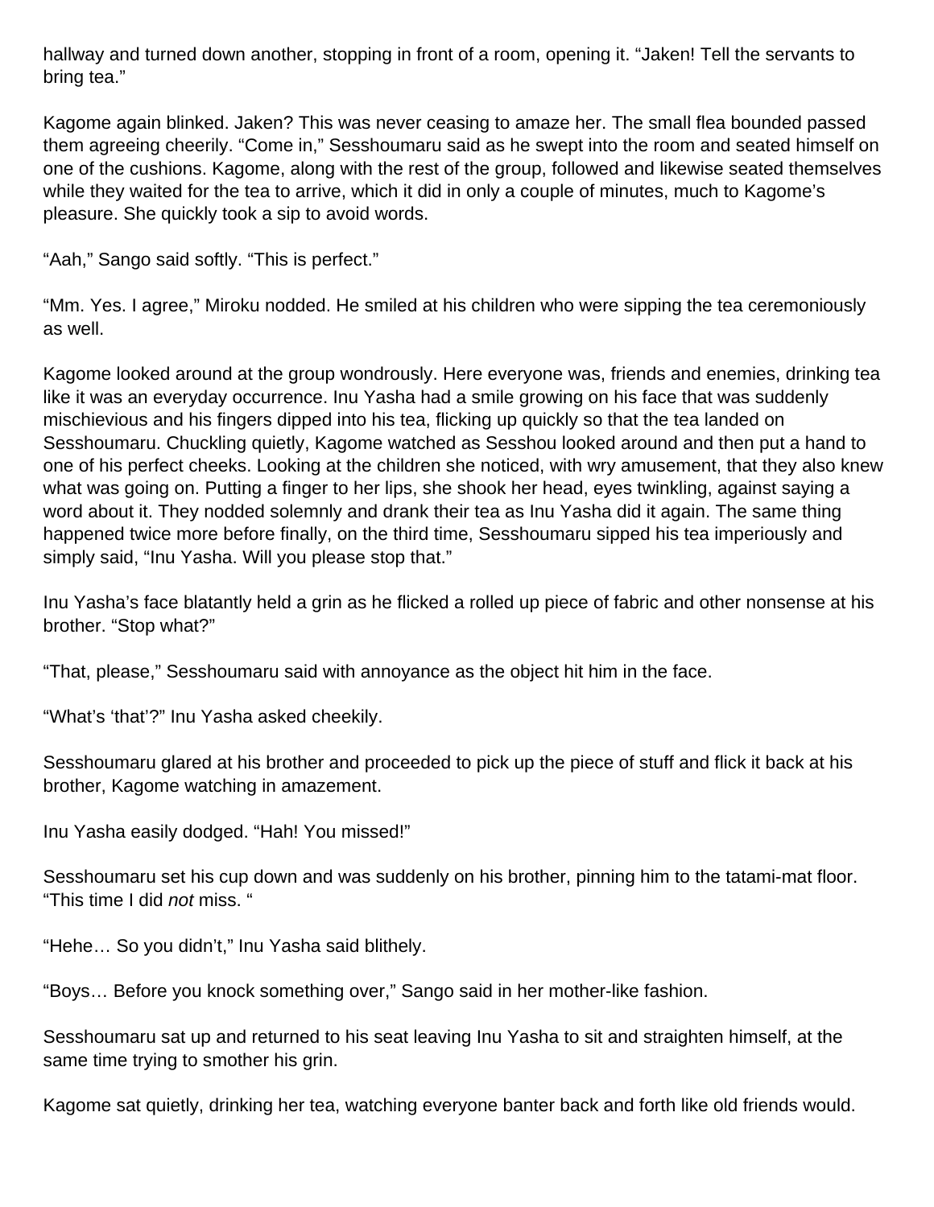hallway and turned down another, stopping in front of a room, opening it. "Jaken! Tell the servants to bring tea."

Kagome again blinked. Jaken? This was never ceasing to amaze her. The small flea bounded passed them agreeing cheerily. "Come in," Sesshoumaru said as he swept into the room and seated himself on one of the cushions. Kagome, along with the rest of the group, followed and likewise seated themselves while they waited for the tea to arrive, which it did in only a couple of minutes, much to Kagome's pleasure. She quickly took a sip to avoid words.

"Aah," Sango said softly. "This is perfect."

"Mm. Yes. I agree," Miroku nodded. He smiled at his children who were sipping the tea ceremoniously as well.

Kagome looked around at the group wondrously. Here everyone was, friends and enemies, drinking tea like it was an everyday occurrence. Inu Yasha had a smile growing on his face that was suddenly mischievious and his fingers dipped into his tea, flicking up quickly so that the tea landed on Sesshoumaru. Chuckling quietly, Kagome watched as Sesshou looked around and then put a hand to one of his perfect cheeks. Looking at the children she noticed, with wry amusement, that they also knew what was going on. Putting a finger to her lips, she shook her head, eyes twinkling, against saying a word about it. They nodded solemnly and drank their tea as Inu Yasha did it again. The same thing happened twice more before finally, on the third time, Sesshoumaru sipped his tea imperiously and simply said, "Inu Yasha. Will you please stop that."

Inu Yasha's face blatantly held a grin as he flicked a rolled up piece of fabric and other nonsense at his brother. "Stop what?"

"That, please," Sesshoumaru said with annoyance as the object hit him in the face.

"What's 'that'?" Inu Yasha asked cheekily.

Sesshoumaru glared at his brother and proceeded to pick up the piece of stuff and flick it back at his brother, Kagome watching in amazement.

Inu Yasha easily dodged. "Hah! You missed!"

Sesshoumaru set his cup down and was suddenly on his brother, pinning him to the tatami-mat floor. "This time I did *not* miss. "

"Hehe… So you didn't," Inu Yasha said blithely.

"Boys… Before you knock something over," Sango said in her mother-like fashion.

Sesshoumaru sat up and returned to his seat leaving Inu Yasha to sit and straighten himself, at the same time trying to smother his grin.

Kagome sat quietly, drinking her tea, watching everyone banter back and forth like old friends would.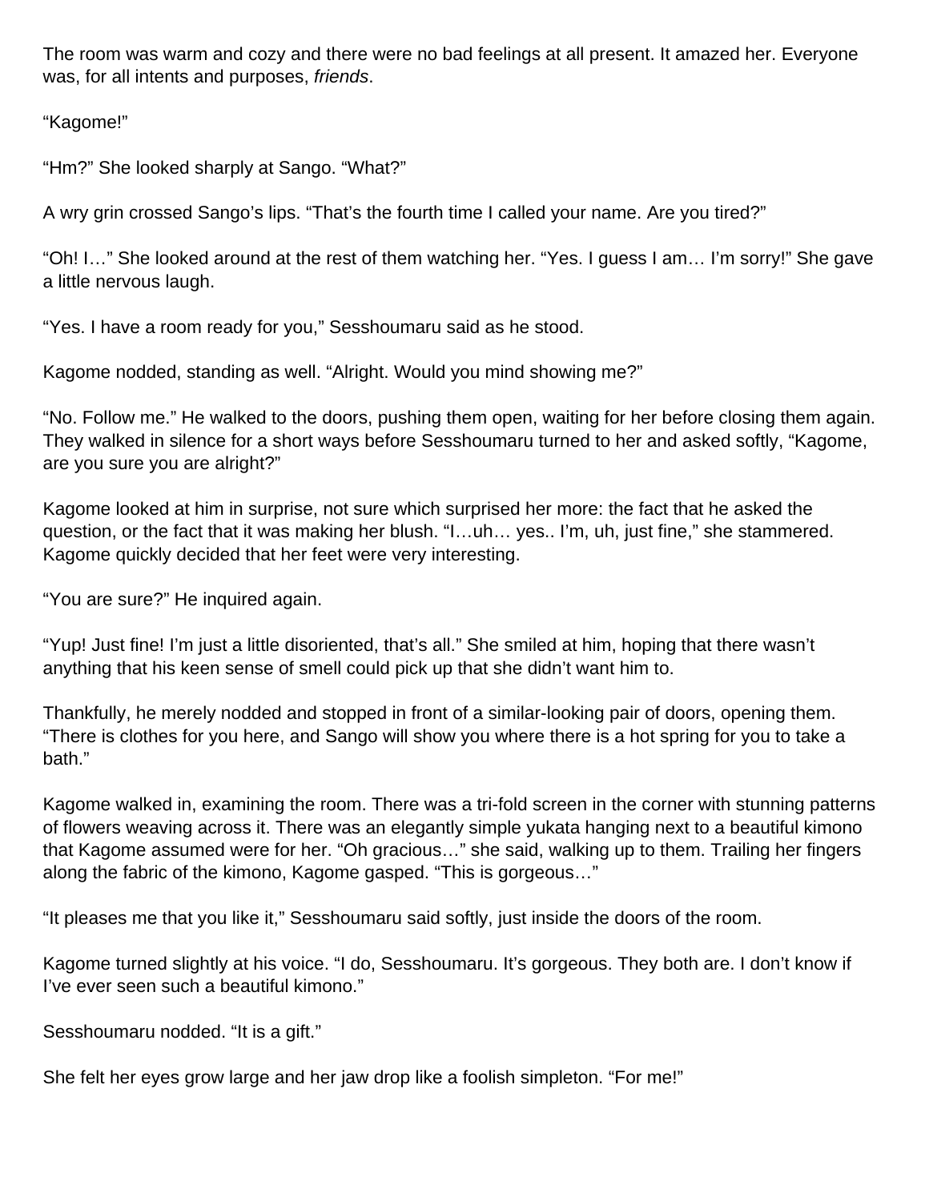The room was warm and cozy and there were no bad feelings at all present. It amazed her. Everyone was, for all intents and purposes, *friends*.

"Kagome!"

"Hm?" She looked sharply at Sango. "What?"

A wry grin crossed Sango's lips. "That's the fourth time I called your name. Are you tired?"

"Oh! I…" She looked around at the rest of them watching her. "Yes. I guess I am… I'm sorry!" She gave a little nervous laugh.

"Yes. I have a room ready for you," Sesshoumaru said as he stood.

Kagome nodded, standing as well. "Alright. Would you mind showing me?"

"No. Follow me." He walked to the doors, pushing them open, waiting for her before closing them again. They walked in silence for a short ways before Sesshoumaru turned to her and asked softly, "Kagome, are you sure you are alright?"

Kagome looked at him in surprise, not sure which surprised her more: the fact that he asked the question, or the fact that it was making her blush. "I…uh… yes.. I'm, uh, just fine," she stammered. Kagome quickly decided that her feet were very interesting.

"You are sure?" He inquired again.

"Yup! Just fine! I'm just a little disoriented, that's all." She smiled at him, hoping that there wasn't anything that his keen sense of smell could pick up that she didn't want him to.

Thankfully, he merely nodded and stopped in front of a similar-looking pair of doors, opening them. "There is clothes for you here, and Sango will show you where there is a hot spring for you to take a bath."

Kagome walked in, examining the room. There was a tri-fold screen in the corner with stunning patterns of flowers weaving across it. There was an elegantly simple yukata hanging next to a beautiful kimono that Kagome assumed were for her. "Oh gracious…" she said, walking up to them. Trailing her fingers along the fabric of the kimono, Kagome gasped. "This is gorgeous…"

"It pleases me that you like it," Sesshoumaru said softly, just inside the doors of the room.

Kagome turned slightly at his voice. "I do, Sesshoumaru. It's gorgeous. They both are. I don't know if I've ever seen such a beautiful kimono."

Sesshoumaru nodded. "It is a gift."

She felt her eyes grow large and her jaw drop like a foolish simpleton. "For me!"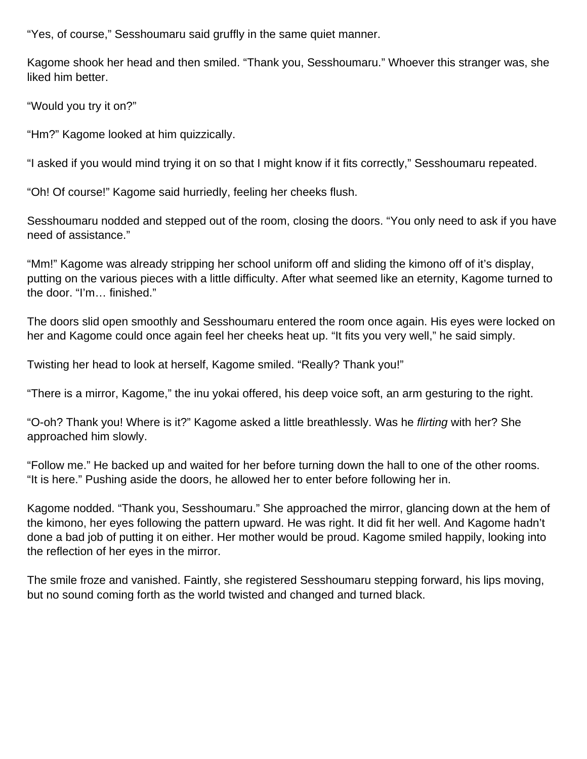“Yes, of course,” Sesshoumaru said gruffly in the same quiet manner.

Kagome shook her head and then smiled. “Thank you, Sesshoumaru.” Whoever this stranger was, she liked him better.

“Would you try it on?”

“Hm?” Kagome looked at him quizzically.

“I asked if you would mind trying it on so that I might know if it fits correctly,” Sesshoumaru repeated.

“Oh! Of course!” Kagome said hurriedly, feeling her cheeks flush.

Sesshoumaru nodded and stepped out of the room, closing the doors. “You only need to ask if you have need of assistance.”

“Mm!” Kagome was already stripping her school uniform off and sliding the kimono off of it’s display, putting on the various pieces with a little difficulty. After what seemed like an eternity, Kagome turned to the door. “I’m… finished.”

The doors slid open smoothly and Sesshoumaru entered the room once again. His eyes were locked on her and Kagome could once again feel her cheeks heat up. “It fits you very well,” he said simply.

Twisting her head to look at herself, Kagome smiled. “Really? Thank you!”

“There is a mirror, Kagome,” the inu yokai offered, his deep voice soft, an arm gesturing to the right.

“O-oh? Thank you! Where is it?” Kagome asked a little breathlessly. Was he *flirting* with her? She approached him slowly.

“Follow me.” He backed up and waited for her before turning down the hall to one of the other rooms. “It is here.” Pushing aside the doors, he allowed her to enter before following her in.

Kagome nodded. “Thank you, Sesshoumaru.” She approached the mirror, glancing down at the hem of the kimono, her eyes following the pattern upward. He was right. It did fit her well. And Kagome hadn’t done a bad job of putting it on either. Her mother would be proud. Kagome smiled happily, looking into the reflection of her eyes in the mirror.

The smile froze and vanished. Faintly, she registered Sesshoumaru stepping forward, his lips moving, but no sound coming forth as the world twisted and changed and turned black.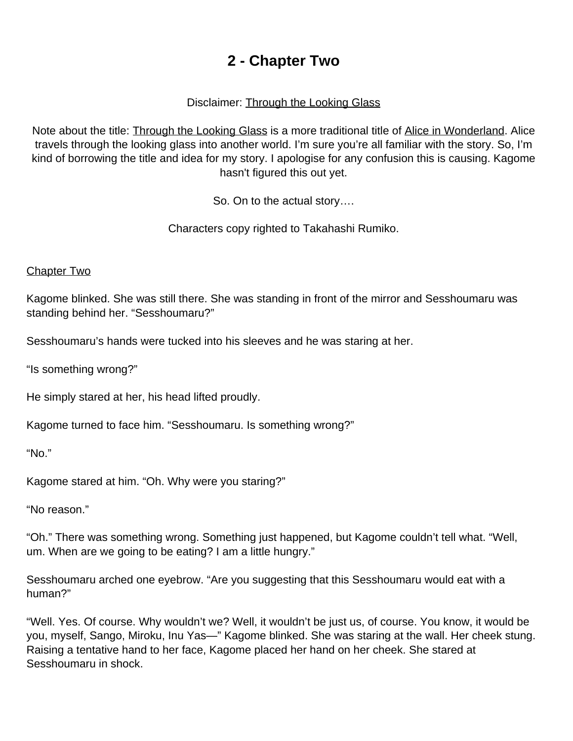# 2 - Chapter Two

Disclaimer: Through the Looking Glass

Note about the title: Through the Looking Glass is a more traditional title of Alice in Wonderland. Alice travels through the looking glass into another world. I'm sure you're all familiar with the story. So, I'm kind of borrowing the title and idea for my story. I apologise for any confusion this is causing. Kagome hasn't figured this out yet.

So. On to the actual story….

Characters copy righted to Takahashi Rumiko.

Chapter Two

Kagome blinked. She was still there. She was standing in front of the mirror and Sesshoumaru was standing behind her. "Sesshoumaru?"

Sesshoumaru's hands were tucked into his sleeves and he was staring at her.

"Is something wrong?"

He simply stared at her, his head lifted proudly.

Kagome turned to face him. "Sesshoumaru. Is something wrong?"

"No."

Kagome stared at him. "Oh. Why were you staring?"

"No reason."

"Oh." There was something wrong. Something just happened, but Kagome couldn't tell what. "Well, um. When are we going to be eating? I am a little hungry."

Sesshoumaru arched one eyebrow. "Are you suggesting that this Sesshoumaru would eat with a human?"

"Well. Yes. Of course. Why wouldn't we? Well, it wouldn't be just us, of course. You know, it would be you, myself, Sango, Miroku, Inu Yas—" Kagome blinked. She was staring at the wall. Her cheek stung. Raising a tentative hand to her face, Kagome placed her hand on her cheek. She stared at Sesshoumaru in shock.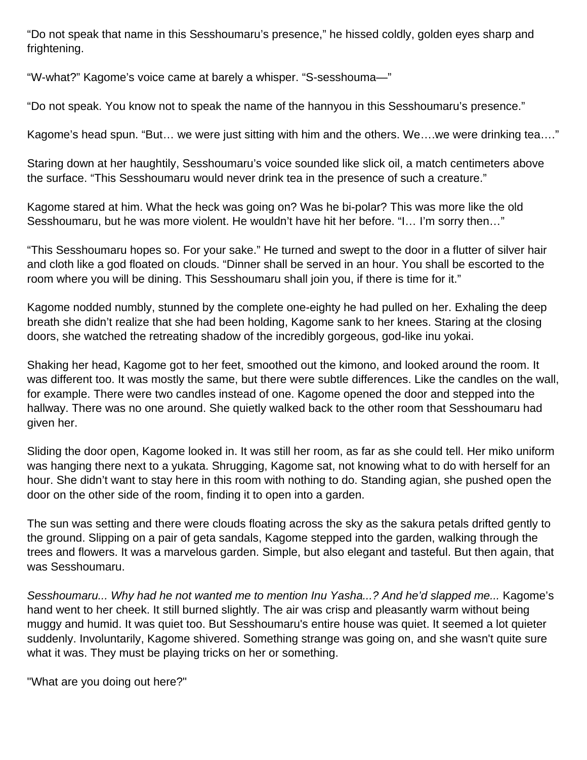“Do not speak that name in this Sesshoumaru’s presence,” he hissed coldly, golden eyes sharp and frightening.

“W-what?” Kagome’s voice came at barely a whisper. “S-sesshouma—”

“Do not speak. You know not to speak the name of the hannyou in this Sesshoumaru’s presence.”

Kagome’s head spun. “But… we were just sitting with him and the others. We….we were drinking tea….”

Staring down at her haughtily, Sesshoumaru’s voice sounded like slick oil, a match centimeters above the surface. “This Sesshoumaru would never drink tea in the presence of such a creature.”

Kagome stared at him. What the heck was going on? Was he bi-polar? This was more like the old Sesshoumaru, but he was more violent. He wouldn’t have hit her before. “I… I’m sorry then…”

“This Sesshoumaru hopes so. For your sake.” He turned and swept to the door in a flutter of silver hair and cloth like a god floated on clouds. “Dinner shall be served in an hour. You shall be escorted to the room where you will be dining. This Sesshoumaru shall join you, if there is time for it.”

Kagome nodded numbly, stunned by the complete one-eighty he had pulled on her. Exhaling the deep breath she didn’t realize that she had been holding, Kagome sank to her knees. Staring at the closing doors, she watched the retreating shadow of the incredibly gorgeous, god-like inu yokai.

Shaking her head, Kagome got to her feet, smoothed out the kimono, and looked around the room. It was different too. It was mostly the same, but there were subtle differences. Like the candles on the wall, for example. There were two candles instead of one. Kagome opened the door and stepped into the hallway. There was no one around. She quietly walked back to the other room that Sesshoumaru had given her.

Sliding the door open, Kagome looked in. It was still her room, as far as she could tell. Her miko uniform was hanging there next to a yukata. Shrugging, Kagome sat, not knowing what to do with herself for an hour. She didn’t want to stay here in this room with nothing to do. Standing agian, she pushed open the door on the other side of the room, finding it to open into a garden.

The sun was setting and there were clouds floating across the sky as the sakura petals drifted gently to the ground. Slipping on a pair of geta sandals, Kagome stepped into the garden, walking through the trees and flowers. It was a marvelous garden. Simple, but also elegant and tasteful. But then again, that was Sesshoumaru.

*Sesshoumaru... Why had he not wanted me to mention Inu Yasha...? And he’d slapped me...* Kagome’s hand went to her cheek. It still burned slightly. The air was crisp and pleasantly warm without being muggy and humid. It was quiet too. But Sesshoumaru's entire house was quiet. It seemed a lot quieter suddenly. Involuntarily, Kagome shivered. Something strange was going on, and she wasn't quite sure what it was. They must be playing tricks on her or something.

"What are you doing out here?"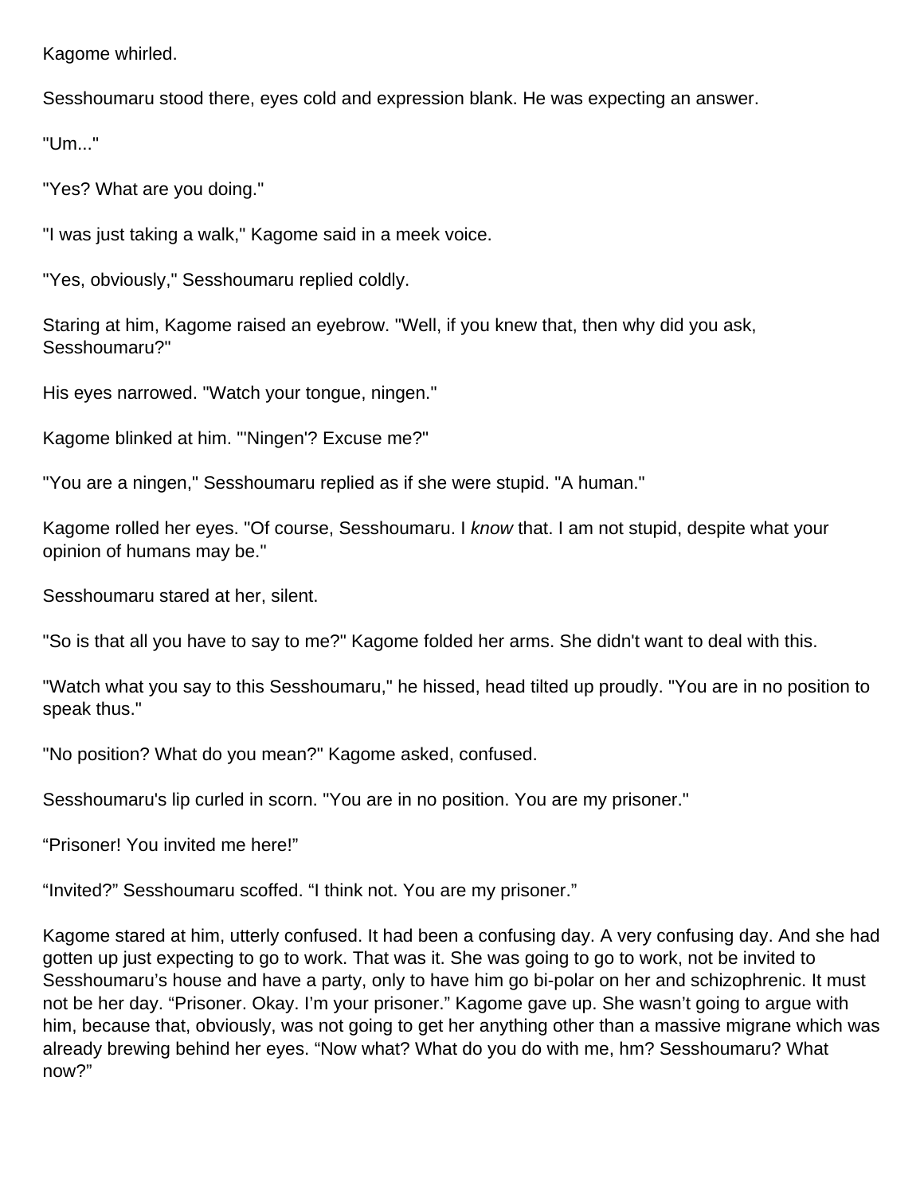Kagome whirled.

Sesshoumaru stood there, eyes cold and expression blank. He was expecting an answer.

"Um..."

"Yes? What are you doing."

"I was just taking a walk," Kagome said in a meek voice.

"Yes, obviously," Sesshoumaru replied coldly.

Staring at him, Kagome raised an eyebrow. "Well, if you knew that, then why did you ask, Sesshoumaru?"

His eyes narrowed. "Watch your tongue, ningen."

Kagome blinked at him. "'Ningen'? Excuse me?"

"You are a ningen," Sesshoumaru replied as if she were stupid. "A human."

Kagome rolled her eyes. "Of course, Sesshoumaru. I *know* that. I am not stupid, despite what your opinion of humans may be."

Sesshoumaru stared at her, silent.

"So is that all you have to say to me?" Kagome folded her arms. She didn't want to deal with this.

"Watch what you say to this Sesshoumaru," he hissed, head tilted up proudly. "You are in no position to speak thus."

"No position? What do you mean?" Kagome asked, confused.

Sesshoumaru's lip curled in scorn. "You are in no position. You are my prisoner."

“Prisoner! You invited me here!”

“Invited?” Sesshoumaru scoffed. “I think not. You are my prisoner.”

Kagome stared at him, utterly confused. It had been a confusing day. A very confusing day. And she had gotten up just expecting to go to work. That was it. She was going to go to work, not be invited to Sesshoumaru’s house and have a party, only to have him go bi-polar on her and schizophrenic. It must not be her day. “Prisoner. Okay. I’m your prisoner.” Kagome gave up. She wasn’t going to argue with him, because that, obviously, was not going to get her anything other than a massive migrane which was already brewing behind her eyes. “Now what? What do you do with me, hm? Sesshoumaru? What now?”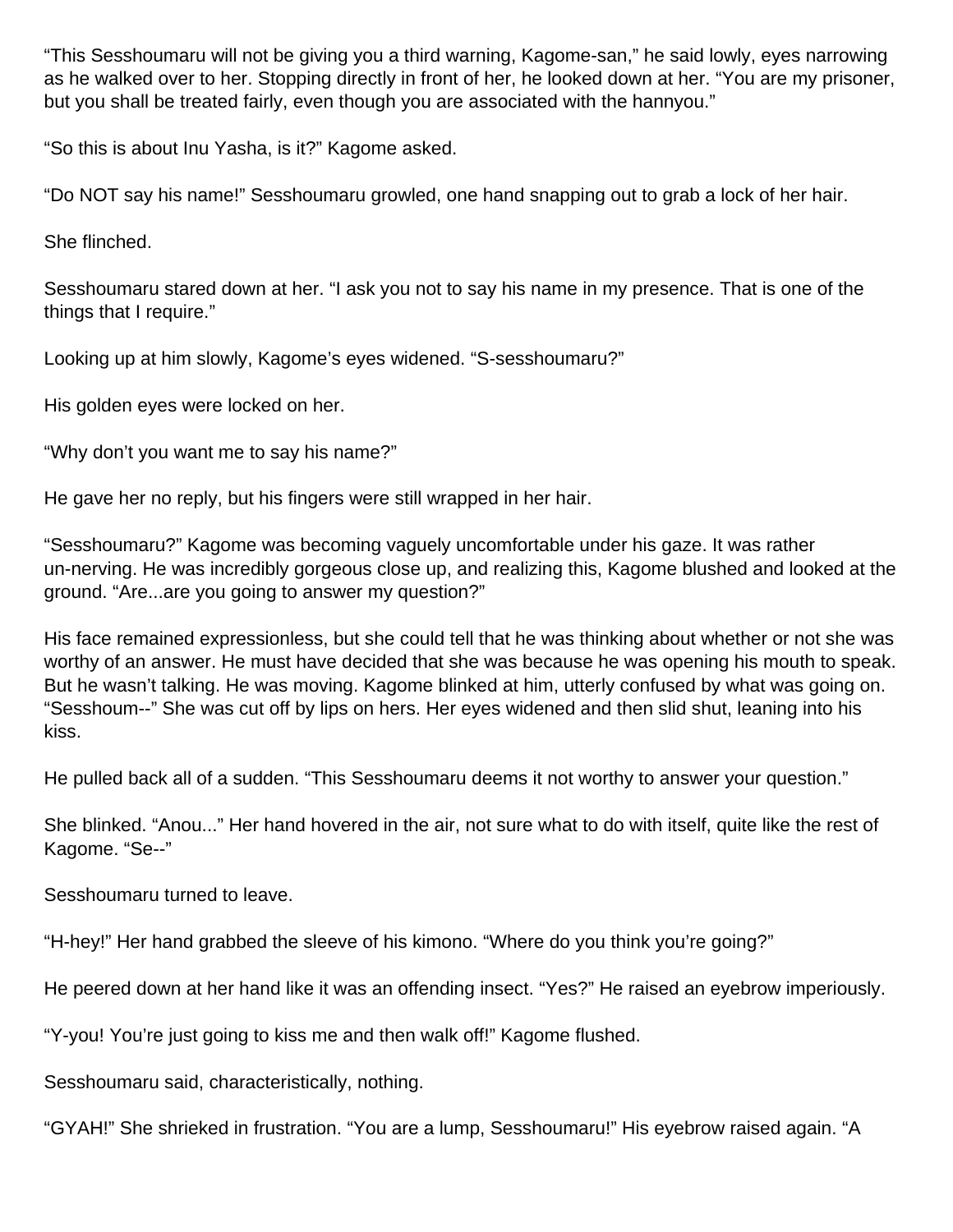"This Sesshoumaru will not be giving you a third warning, Kagome-san," he said lowly, eyes narrowing as he walked over to her. Stopping directly in front of her, he looked down at her. "You are my prisoner, but you shall be treated fairly, even though you are associated with the hannyou."

"So this is about Inu Yasha, is it?" Kagome asked.

"Do NOT say his name!" Sesshoumaru growled, one hand snapping out to grab a lock of her hair.

She flinched.

Sesshoumaru stared down at her. "I ask you not to say his name in my presence. That is one of the things that I require."

Looking up at him slowly, Kagome's eyes widened. "S-sesshoumaru?"

His golden eyes were locked on her.

"Why don't you want me to say his name?"

He gave her no reply, but his fingers were still wrapped in her hair.

"Sesshoumaru?" Kagome was becoming vaguely uncomfortable under his gaze. It was rather un-nerving. He was incredibly gorgeous close up, and realizing this, Kagome blushed and looked at the ground. "Are...are you going to answer my question?"

His face remained expressionless, but she could tell that he was thinking about whether or not she was worthy of an answer. He must have decided that she was because he was opening his mouth to speak. But he wasn't talking. He was moving. Kagome blinked at him, utterly confused by what was going on. "Sesshoum--" She was cut off by lips on hers. Her eyes widened and then slid shut, leaning into his kiss.

He pulled back all of a sudden. "This Sesshoumaru deems it not worthy to answer your question."

She blinked. "Anou..." Her hand hovered in the air, not sure what to do with itself, quite like the rest of Kagome. "Se--"

Sesshoumaru turned to leave.

"H-hey!" Her hand grabbed the sleeve of his kimono. "Where do you think you're going?"

He peered down at her hand like it was an offending insect. "Yes?" He raised an eyebrow imperiously.

"Y-you! You're just going to kiss me and then walk off!" Kagome flushed.

Sesshoumaru said, characteristically, nothing.

"GYAH!" She shrieked in frustration. "You are a lump, Sesshoumaru!" His eyebrow raised again. "A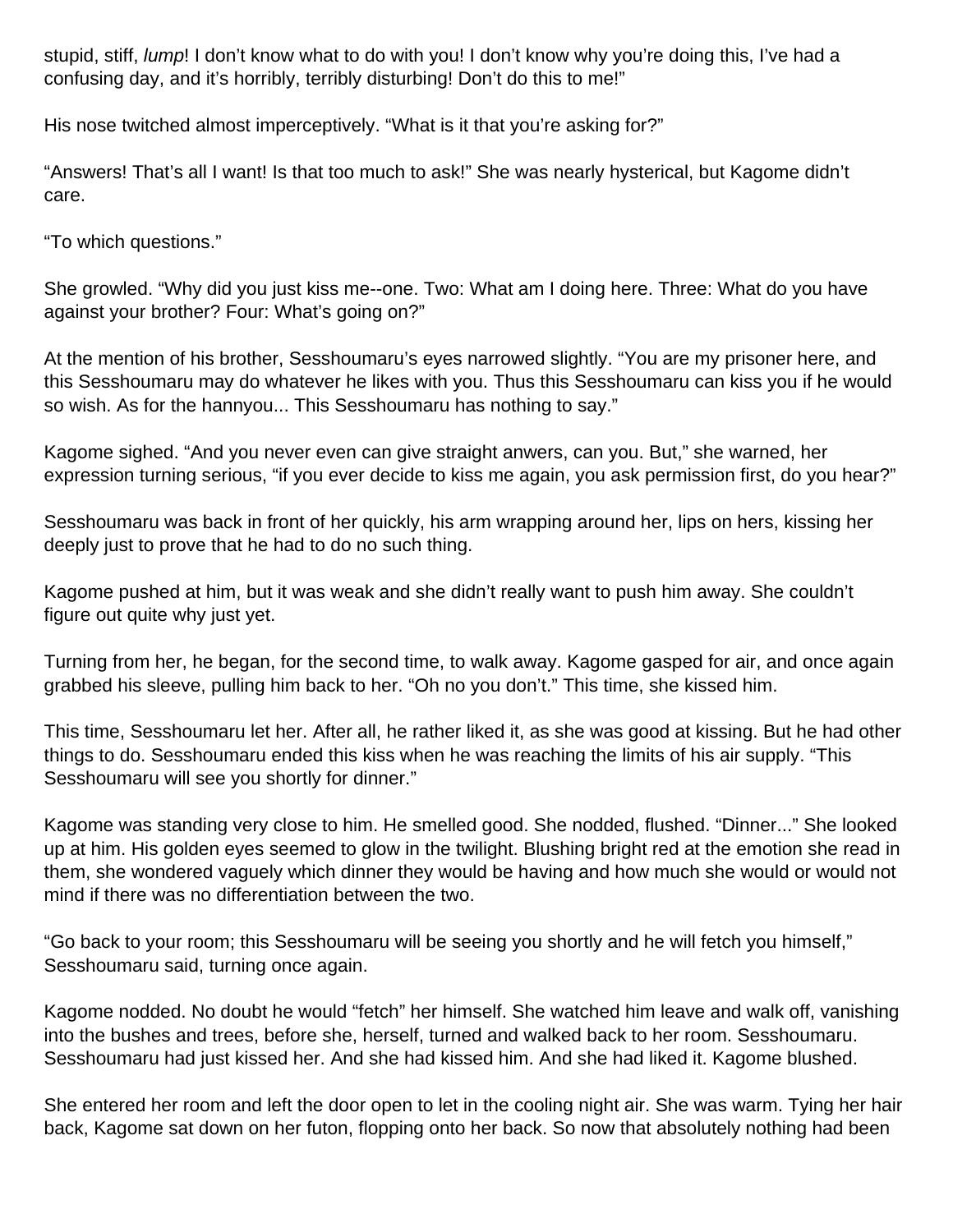stupid, stiff, *lump*! I don’t know what to do with you! I don’t know why you’re doing this, I’ve had a confusing day, and it’s horribly, terribly disturbing! Don’t do this to me!”

His nose twitched almost imperceptively. “What is it that you’re asking for?”

“Answers! That’s all I want! Is that too much to ask!” She was nearly hysterical, but Kagome didn’t care.

“To which questions.”

She growled. “Why did you just kiss me--one. Two: What am I doing here. Three: What do you have against your brother? Four: What’s going on?”

At the mention of his brother, Sesshoumaru’s eyes narrowed slightly. “You are my prisoner here, and this Sesshoumaru may do whatever he likes with you. Thus this Sesshoumaru can kiss you if he would so wish. As for the hannyou... This Sesshoumaru has nothing to say.”

Kagome sighed. “And you never even can give straight anwers, can you. But,” she warned, her expression turning serious, “if you ever decide to kiss me again, you ask permission first, do you hear?”

Sesshoumaru was back in front of her quickly, his arm wrapping around her, lips on hers, kissing her deeply just to prove that he had to do no such thing.

Kagome pushed at him, but it was weak and she didn’t really want to push him away. She couldn’t figure out quite why just yet.

Turning from her, he began, for the second time, to walk away. Kagome gasped for air, and once again grabbed his sleeve, pulling him back to her. “Oh no you don’t.” This time, she kissed him.

This time, Sesshoumaru let her. After all, he rather liked it, as she was good at kissing. But he had other things to do. Sesshoumaru ended this kiss when he was reaching the limits of his air supply. “This Sesshoumaru will see you shortly for dinner.”

Kagome was standing very close to him. He smelled good. She nodded, flushed. “Dinner...” She looked up at him. His golden eyes seemed to glow in the twilight. Blushing bright red at the emotion she read in them, she wondered vaguely which dinner they would be having and how much she would or would not mind if there was no differentiation between the two.

“Go back to your room; this Sesshoumaru will be seeing you shortly and he will fetch you himself,” Sesshoumaru said, turning once again.

Kagome nodded. No doubt he would “fetch” her himself. She watched him leave and walk off, vanishing into the bushes and trees, before she, herself, turned and walked back to her room. Sesshoumaru. Sesshoumaru had just kissed her. And she had kissed him. And she had liked it. Kagome blushed.

She entered her room and left the door open to let in the cooling night air. She was warm. Tying her hair back, Kagome sat down on her futon, flopping onto her back. So now that absolutely nothing had been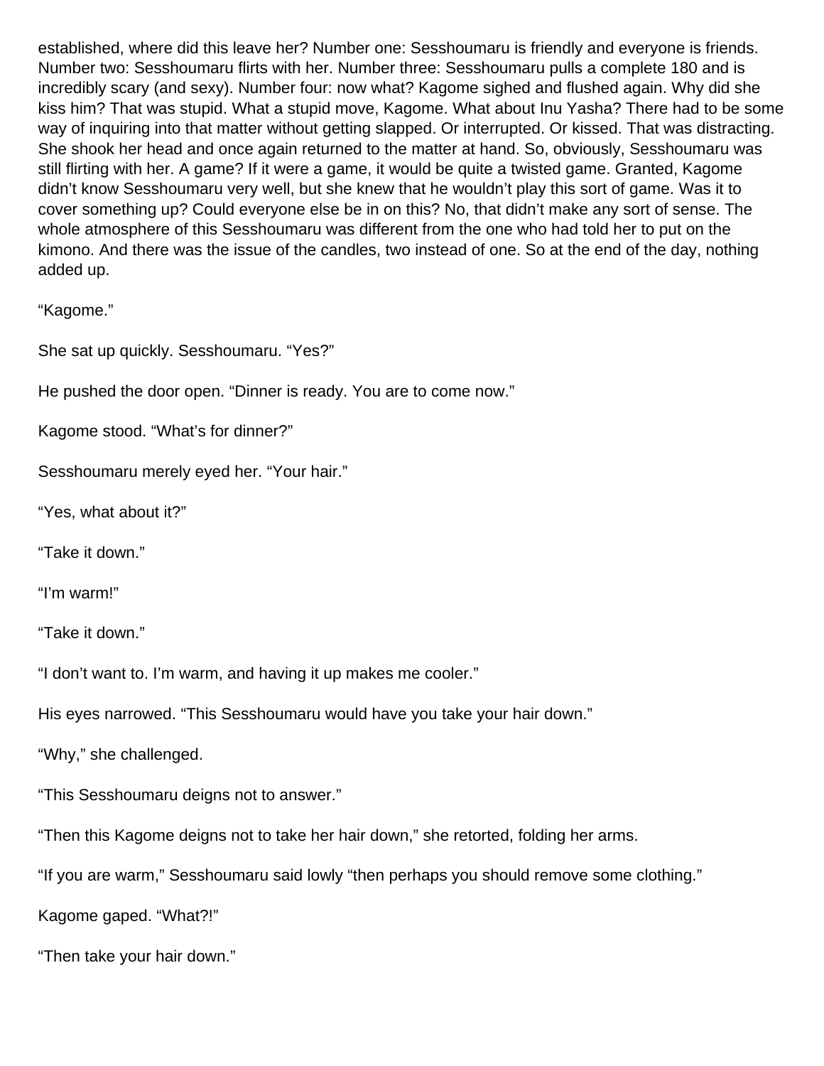established, where did this leave her? Number one: Sesshoumaru is friendly and everyone is friends. Number two: Sesshoumaru flirts with her. Number three: Sesshoumaru pulls a complete 180 and is incredibly scary (and sexy). Number four: now what? Kagome sighed and flushed again. Why did she kiss him? That was stupid. What a stupid move, Kagome. What about Inu Yasha? There had to be some way of inquiring into that matter without getting slapped. Or interrupted. Or kissed. That was distracting. She shook her head and once again returned to the matter at hand. So, obviously, Sesshoumaru was still flirting with her. A game? If it were a game, it would be quite a twisted game. Granted, Kagome didn't know Sesshoumaru very well, but she knew that he wouldn't play this sort of game. Was it to cover something up? Could everyone else be in on this? No, that didn't make any sort of sense. The whole atmosphere of this Sesshoumaru was different from the one who had told her to put on the kimono. And there was the issue of the candles, two instead of one. So at the end of the day, nothing added up.

"Kagome."

She sat up quickly. Sesshoumaru. "Yes?"

He pushed the door open. "Dinner is ready. You are to come now."

Kagome stood. "What's for dinner?"

Sesshoumaru merely eyed her. "Your hair."

"Yes, what about it?"

"Take it down."

"I'm warm!"

"Take it down."

"I don't want to. I'm warm, and having it up makes me cooler."

His eyes narrowed. "This Sesshoumaru would have you take your hair down."

"Why," she challenged.

"This Sesshoumaru deigns not to answer."

"Then this Kagome deigns not to take her hair down," she retorted, folding her arms.

"If you are warm," Sesshoumaru said lowly "then perhaps you should remove some clothing."

Kagome gaped. "What?!"

"Then take your hair down."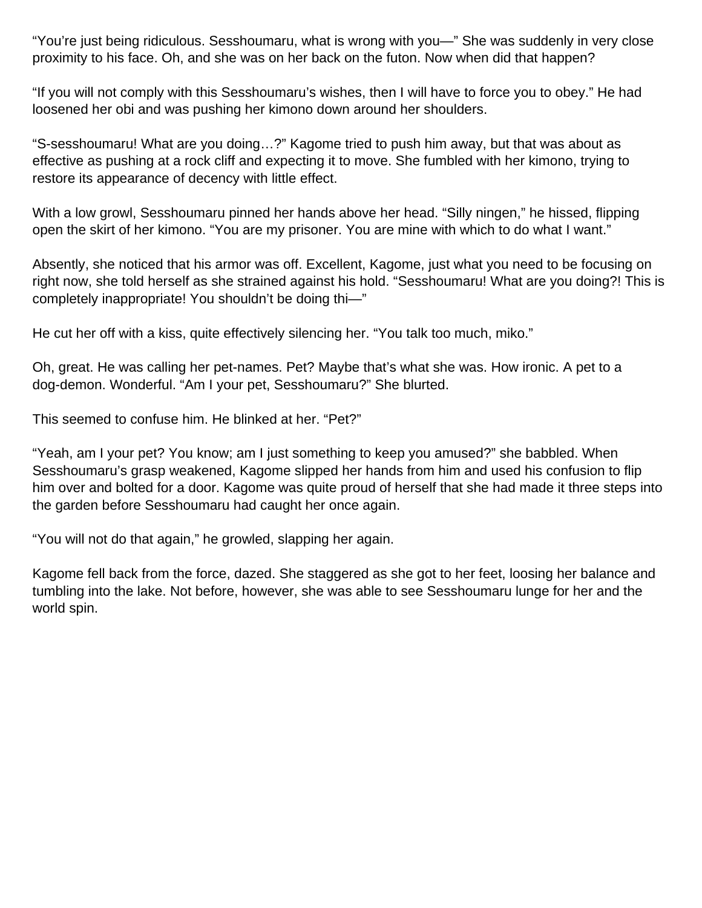"You're just being ridiculous. Sesshoumaru, what is wrong with you—" She was suddenly in very close proximity to his face. Oh, and she was on her back on the futon. Now when did that happen?

"If you will not comply with this Sesshoumaru's wishes, then I will have to force you to obey." He had loosened her obi and was pushing her kimono down around her shoulders.

"S-sesshoumaru! What are you doing…?" Kagome tried to push him away, but that was about as effective as pushing at a rock cliff and expecting it to move. She fumbled with her kimono, trying to restore its appearance of decency with little effect.

With a low growl, Sesshoumaru pinned her hands above her head. "Silly ningen," he hissed, flipping open the skirt of her kimono. "You are my prisoner. You are mine with which to do what I want."

Absently, she noticed that his armor was off. Excellent, Kagome, just what you need to be focusing on right now, she told herself as she strained against his hold. "Sesshoumaru! What are you doing?! This is completely inappropriate! You shouldn't be doing thi—"

He cut her off with a kiss, quite effectively silencing her. "You talk too much, miko."

Oh, great. He was calling her pet-names. Pet? Maybe that's what she was. How ironic. A pet to a dog-demon. Wonderful. "Am I your pet, Sesshoumaru?" She blurted.

This seemed to confuse him. He blinked at her. "Pet?"

"Yeah, am I your pet? You know; am I just something to keep you amused?" she babbled. When Sesshoumaru's grasp weakened, Kagome slipped her hands from him and used his confusion to flip him over and bolted for a door. Kagome was quite proud of herself that she had made it three steps into the garden before Sesshoumaru had caught her once again.

"You will not do that again," he growled, slapping her again.

Kagome fell back from the force, dazed. She staggered as she got to her feet, loosing her balance and tumbling into the lake. Not before, however, she was able to see Sesshoumaru lunge for her and the world spin.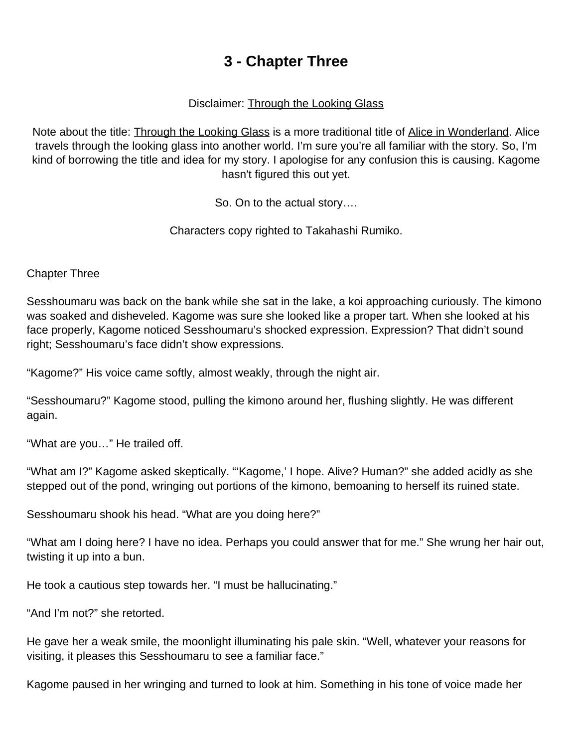# 3 - Chapter Three

Disclaimer: Through the Looking Glass

Note about the title: Through the Looking Glass is a more traditional title of Alice in Wonderland. Alice travels through the looking glass into another world. I'm sure you're all familiar with the story. So, I'm kind of borrowing the title and idea for my story. I apologise for any confusion this is causing. Kagome hasn't figured this out yet.

So. On to the actual story….

Characters copy righted to Takahashi Rumiko.

Chapter Three

Sesshoumaru was back on the bank while she sat in the lake, a koi approaching curiously. The kimono was soaked and disheveled. Kagome was sure she looked like a proper tart. When she looked at his face properly, Kagome noticed Sesshoumaru's shocked expression. Expression? That didn't sound right; Sesshoumaru's face didn't show expressions.

"Kagome?" His voice came softly, almost weakly, through the night air.

"Sesshoumaru?" Kagome stood, pulling the kimono around her, flushing slightly. He was different again.

"What are you…" He trailed off.

"What am I?" Kagome asked skeptically. "'Kagome,' I hope. Alive? Human?" she added acidly as she stepped out of the pond, wringing out portions of the kimono, bemoaning to herself its ruined state.

Sesshoumaru shook his head. "What are you doing here?"

"What am I doing here? I have no idea. Perhaps you could answer that for me." She wrung her hair out, twisting it up into a bun.

He took a cautious step towards her. "I must be hallucinating."

"And I'm not?" she retorted.

He gave her a weak smile, the moonlight illuminating his pale skin. "Well, whatever your reasons for visiting, it pleases this Sesshoumaru to see a familiar face."

Kagome paused in her wringing and turned to look at him. Something in his tone of voice made her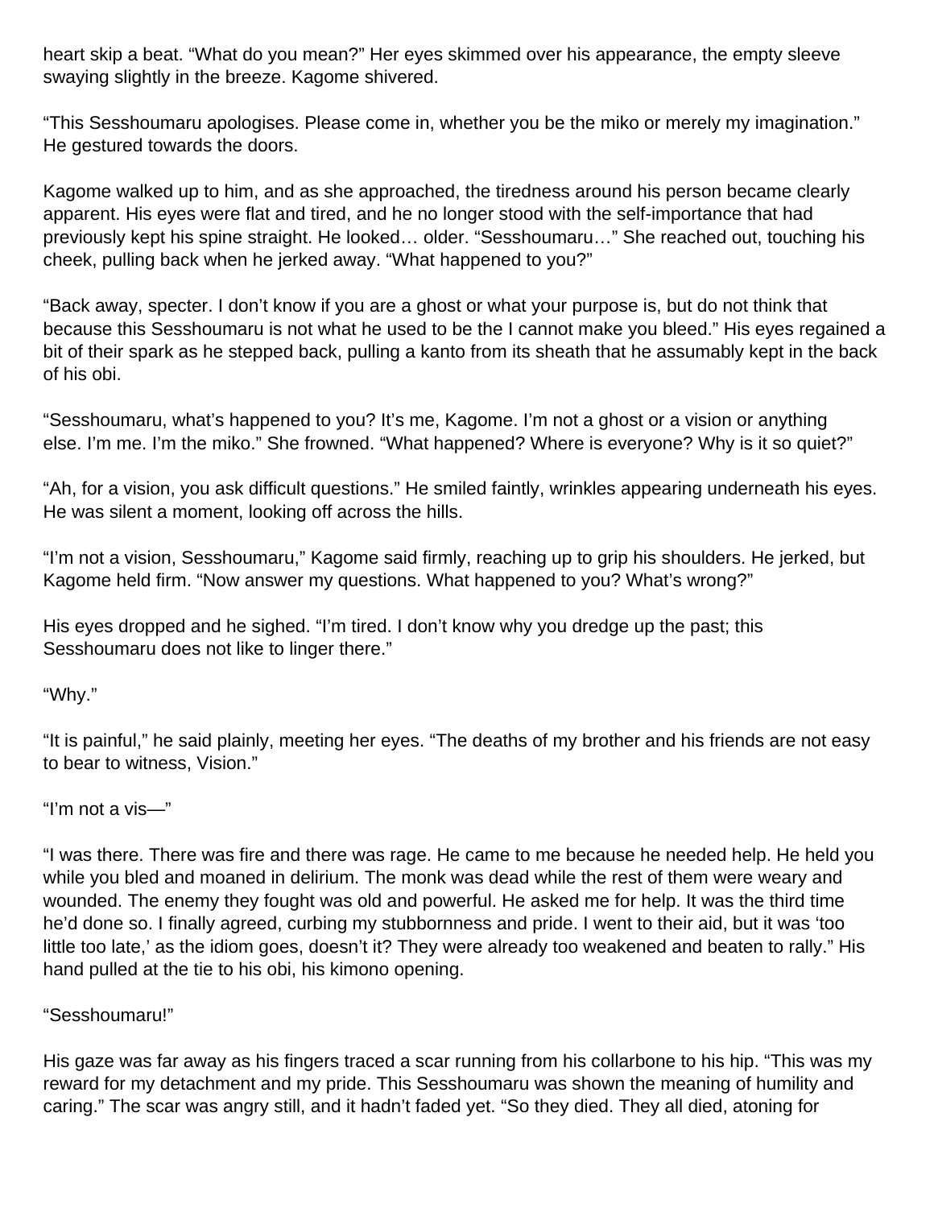heart skip a beat. "What do you mean?" Her eyes skimmed over his appearance, the empty sleeve swaying slightly in the breeze. Kagome shivered.

"This Sesshoumaru apologises. Please come in, whether you be the miko or merely my imagination." He gestured towards the doors.

Kagome walked up to him, and as she approached, the tiredness around his person became clearly apparent. His eyes were flat and tired, and he no longer stood with the self-importance that had previously kept his spine straight. He looked… older. "Sesshoumaru…" She reached out, touching his cheek, pulling back when he jerked away. "What happened to you?"

"Back away, specter. I don't know if you are a ghost or what your purpose is, but do not think that because this Sesshoumaru is not what he used to be the I cannot make you bleed." His eyes regained a bit of their spark as he stepped back, pulling a kanto from its sheath that he assumably kept in the back of his obi.

"Sesshoumaru, what's happened to you? It's me, Kagome. I'm not a ghost or a vision or anything else. I'm me. I'm the miko." She frowned. "What happened? Where is everyone? Why is it so quiet?"

"Ah, for a vision, you ask difficult questions." He smiled faintly, wrinkles appearing underneath his eyes. He was silent a moment, looking off across the hills.

"I'm not a vision, Sesshoumaru," Kagome said firmly, reaching up to grip his shoulders. He jerked, but Kagome held firm. "Now answer my questions. What happened to you? What's wrong?"

His eyes dropped and he sighed. "I'm tired. I don't know why you dredge up the past; this Sesshoumaru does not like to linger there."

"Why."

"It is painful," he said plainly, meeting her eyes. "The deaths of my brother and his friends are not easy to bear to witness, Vision."

"I'm not a vis—"

"I was there. There was fire and there was rage. He came to me because he needed help. He held you while you bled and moaned in delirium. The monk was dead while the rest of them were weary and wounded. The enemy they fought was old and powerful. He asked me for help. It was the third time he'd done so. I finally agreed, curbing my stubbornness and pride. I went to their aid, but it was 'too little too late,' as the idiom goes, doesn't it? They were already too weakened and beaten to rally." His hand pulled at the tie to his obi, his kimono opening.

"Sesshoumaru!"

His gaze was far away as his fingers traced a scar running from his collarbone to his hip. "This was my reward for my detachment and my pride. This Sesshoumaru was shown the meaning of humility and caring." The scar was angry still, and it hadn't faded yet. "So they died. They all died, atoning for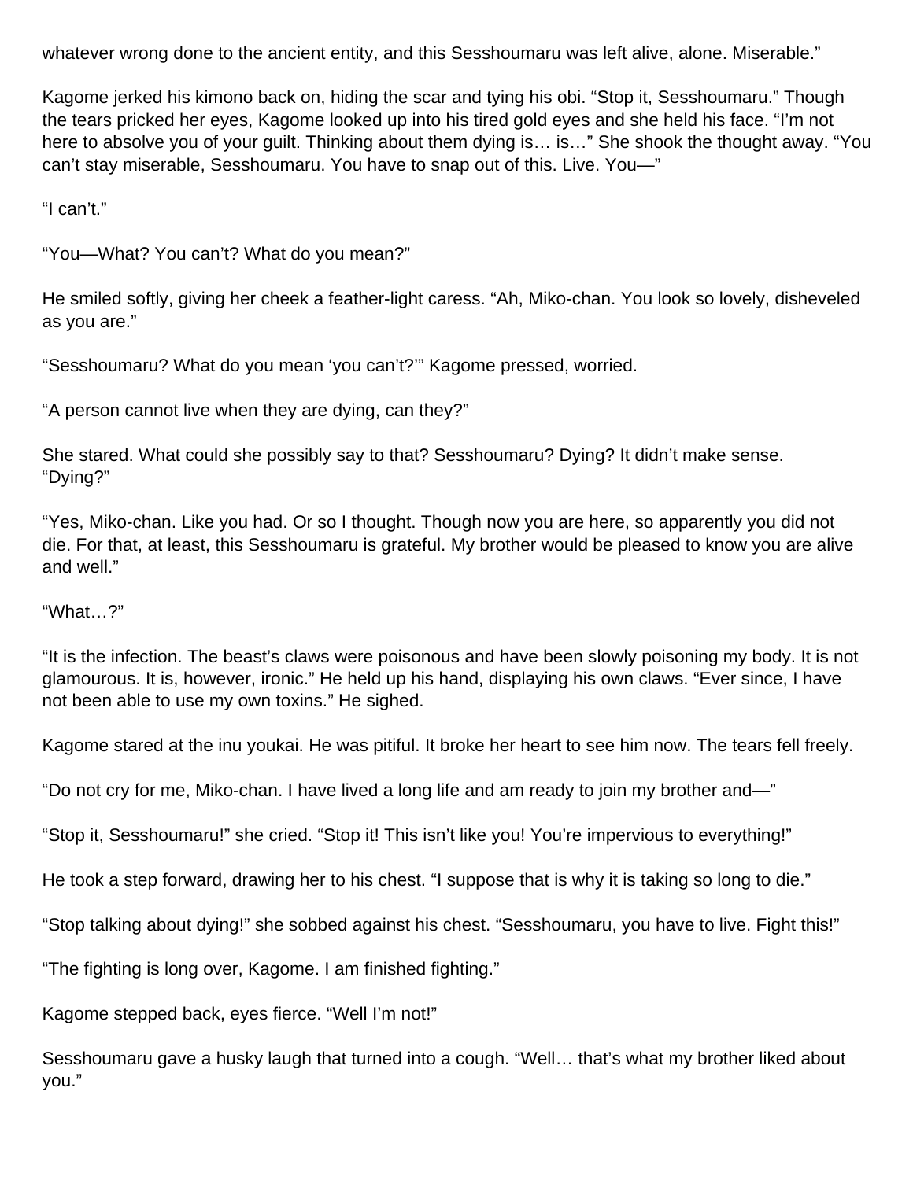whatever wrong done to the ancient entity, and this Sesshoumaru was left alive, alone. Miserable."

Kagome jerked his kimono back on, hiding the scar and tying his obi. "Stop it, Sesshoumaru." Though the tears pricked her eyes, Kagome looked up into his tired gold eyes and she held his face. "I'm not here to absolve you of your guilt. Thinking about them dying is… is…" She shook the thought away. "You can't stay miserable, Sesshoumaru. You have to snap out of this. Live. You—"

"I can't."

"You—What? You can't? What do you mean?"

He smiled softly, giving her cheek a feather-light caress. "Ah, Miko-chan. You look so lovely, disheveled as you are."

"Sesshoumaru? What do you mean 'you can't?'" Kagome pressed, worried.

"A person cannot live when they are dying, can they?"

She stared. What could she possibly say to that? Sesshoumaru? Dying? It didn't make sense. "Dying?"

"Yes, Miko-chan. Like you had. Or so I thought. Though now you are here, so apparently you did not die. For that, at least, this Sesshoumaru is grateful. My brother would be pleased to know you are alive and well."

"What…?"

"It is the infection. The beast's claws were poisonous and have been slowly poisoning my body. It is not glamourous. It is, however, ironic." He held up his hand, displaying his own claws. "Ever since, I have not been able to use my own toxins." He sighed.

Kagome stared at the inu youkai. He was pitiful. It broke her heart to see him now. The tears fell freely.

"Do not cry for me, Miko-chan. I have lived a long life and am ready to join my brother and—"

"Stop it, Sesshoumaru!" she cried. "Stop it! This isn't like you! You're impervious to everything!"

He took a step forward, drawing her to his chest. "I suppose that is why it is taking so long to die."

"Stop talking about dying!" she sobbed against his chest. "Sesshoumaru, you have to live. Fight this!"

"The fighting is long over, Kagome. I am finished fighting."

Kagome stepped back, eyes fierce. "Well I'm not!"

Sesshoumaru gave a husky laugh that turned into a cough. "Well… that's what my brother liked about you."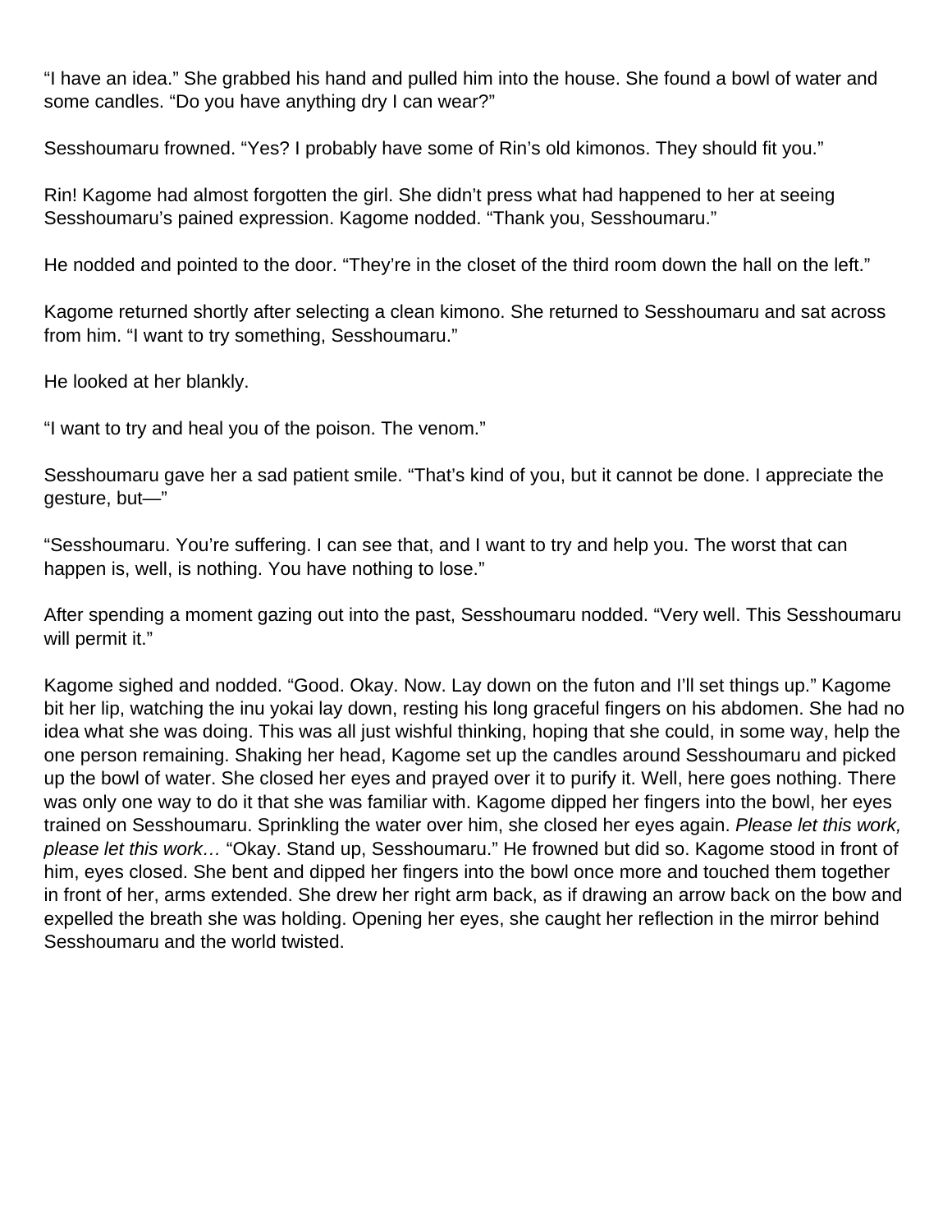"I have an idea." She grabbed his hand and pulled him into the house. She found a bowl of water and some candles. "Do you have anything dry I can wear?"

Sesshoumaru frowned. "Yes? I probably have some of Rin's old kimonos. They should fit you."

Rin! Kagome had almost forgotten the girl. She didn't press what had happened to her at seeing Sesshoumaru's pained expression. Kagome nodded. "Thank you, Sesshoumaru."

He nodded and pointed to the door. "They're in the closet of the third room down the hall on the left."

Kagome returned shortly after selecting a clean kimono. She returned to Sesshoumaru and sat across from him. "I want to try something, Sesshoumaru."

He looked at her blankly.

"I want to try and heal you of the poison. The venom."

Sesshoumaru gave her a sad patient smile. "That's kind of you, but it cannot be done. I appreciate the gesture, but—"

"Sesshoumaru. You're suffering. I can see that, and I want to try and help you. The worst that can happen is, well, is nothing. You have nothing to lose."

After spending a moment gazing out into the past, Sesshoumaru nodded. "Very well. This Sesshoumaru will permit it."

Kagome sighed and nodded. "Good. Okay. Now. Lay down on the futon and I'll set things up." Kagome bit her lip, watching the inu yokai lay down, resting his long graceful fingers on his abdomen. She had no idea what she was doing. This was all just wishful thinking, hoping that she could, in some way, help the one person remaining. Shaking her head, Kagome set up the candles around Sesshoumaru and picked up the bowl of water. She closed her eyes and prayed over it to purify it. Well, here goes nothing. There was only one way to do it that she was familiar with. Kagome dipped her fingers into the bowl, her eyes trained on Sesshoumaru. Sprinkling the water over him, she closed her eyes again. *Please let this work, please let this work…* "Okay. Stand up, Sesshoumaru." He frowned but did so. Kagome stood in front of him, eyes closed. She bent and dipped her fingers into the bowl once more and touched them together in front of her, arms extended. She drew her right arm back, as if drawing an arrow back on the bow and expelled the breath she was holding. Opening her eyes, she caught her reflection in the mirror behind Sesshoumaru and the world twisted.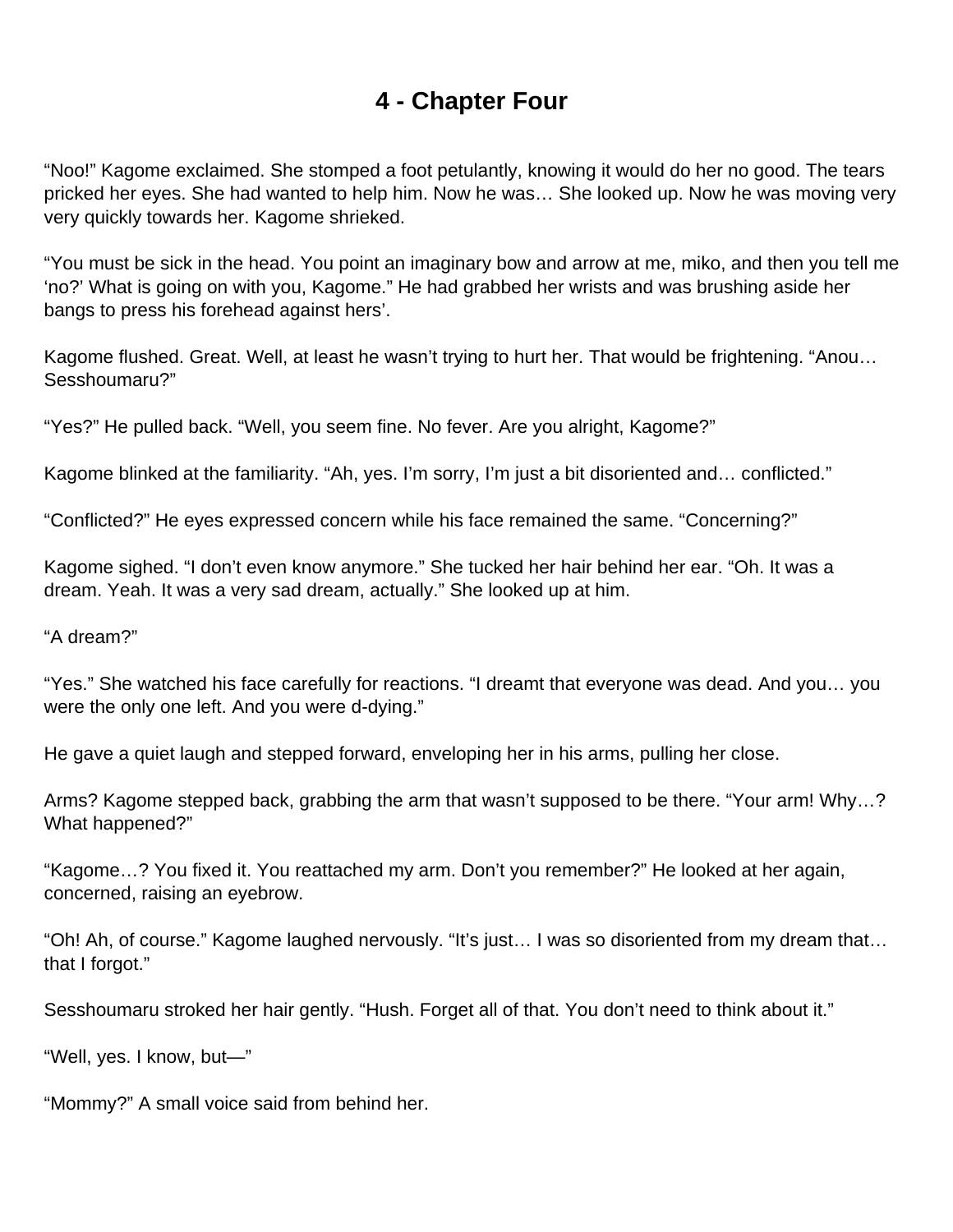# 4 - Chapter Four

"Noo!" Kagome exclaimed. She stomped a foot petulantly, knowing it would do her no good. The tears pricked her eyes. She had wanted to help him. Now he was… She looked up. Now he was moving very very quickly towards her. Kagome shrieked.

"You must be sick in the head. You point an imaginary bow and arrow at me, miko, and then you tell me 'no?' What is going on with you, Kagome." He had grabbed her wrists and was brushing aside her bangs to press his forehead against hers'.

Kagome flushed. Great. Well, at least he wasn't trying to hurt her. That would be frightening. "Anou… Sesshoumaru?"

"Yes?" He pulled back. "Well, you seem fine. No fever. Are you alright, Kagome?"

Kagome blinked at the familiarity. "Ah, yes. I'm sorry, I'm just a bit disoriented and… conflicted."

"Conflicted?" He eyes expressed concern while his face remained the same. "Concerning?"

Kagome sighed. "I don't even know anymore." She tucked her hair behind her ear. "Oh. It was a dream. Yeah. It was a very sad dream, actually." She looked up at him.

"A dream?"

"Yes." She watched his face carefully for reactions. "I dreamt that everyone was dead. And you… you were the only one left. And you were d-dying."

He gave a quiet laugh and stepped forward, enveloping her in his arms, pulling her close.

Arms? Kagome stepped back, grabbing the arm that wasn't supposed to be there. "Your arm! Why…? What happened?"

"Kagome…? You fixed it. You reattached my arm. Don't you remember?" He looked at her again, concerned, raising an eyebrow.

"Oh! Ah, of course." Kagome laughed nervously. "It's just… I was so disoriented from my dream that… that I forgot."

Sesshoumaru stroked her hair gently. "Hush. Forget all of that. You don't need to think about it."

"Well, yes. I know, but—"

"Mommy?" A small voice said from behind her.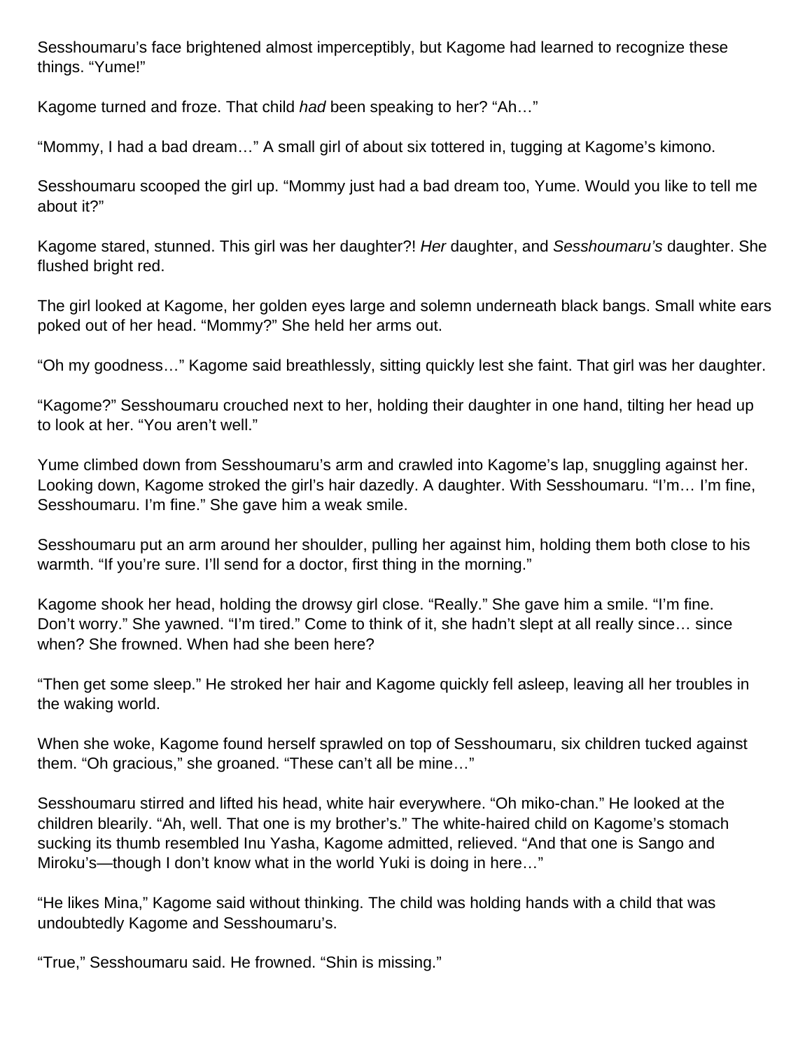Sesshoumaru's face brightened almost imperceptibly, but Kagome had learned to recognize these things. "Yume!"

Kagome turned and froze. That child *had* been speaking to her? "Ah…"

"Mommy, I had a bad dream…" A small girl of about six tottered in, tugging at Kagome's kimono.

Sesshoumaru scooped the girl up. "Mommy just had a bad dream too, Yume. Would you like to tell me about it?"

Kagome stared, stunned. This girl was her daughter?! *Her* daughter, and *Sesshoumaru's* daughter. She flushed bright red.

The girl looked at Kagome, her golden eyes large and solemn underneath black bangs. Small white ears poked out of her head. "Mommy?" She held her arms out.

"Oh my goodness…" Kagome said breathlessly, sitting quickly lest she faint. That girl was her daughter.

"Kagome?" Sesshoumaru crouched next to her, holding their daughter in one hand, tilting her head up to look at her. "You aren't well."

Yume climbed down from Sesshoumaru's arm and crawled into Kagome's lap, snuggling against her. Looking down, Kagome stroked the girl's hair dazedly. A daughter. With Sesshoumaru. "I'm… I'm fine, Sesshoumaru. I'm fine." She gave him a weak smile.

Sesshoumaru put an arm around her shoulder, pulling her against him, holding them both close to his warmth. "If you're sure. I'll send for a doctor, first thing in the morning."

Kagome shook her head, holding the drowsy girl close. "Really." She gave him a smile. "I'm fine. Don't worry." She yawned. "I'm tired." Come to think of it, she hadn't slept at all really since… since when? She frowned. When had she been here?

"Then get some sleep." He stroked her hair and Kagome quickly fell asleep, leaving all her troubles in the waking world.

When she woke, Kagome found herself sprawled on top of Sesshoumaru, six children tucked against them. "Oh gracious," she groaned. "These can't all be mine…"

Sesshoumaru stirred and lifted his head, white hair everywhere. "Oh miko-chan." He looked at the children blearily. "Ah, well. That one is my brother's." The white-haired child on Kagome's stomach sucking its thumb resembled Inu Yasha, Kagome admitted, relieved. "And that one is Sango and Miroku's—though I don't know what in the world Yuki is doing in here…"

"He likes Mina," Kagome said without thinking. The child was holding hands with a child that was undoubtedly Kagome and Sesshoumaru's.

"True," Sesshoumaru said. He frowned. "Shin is missing."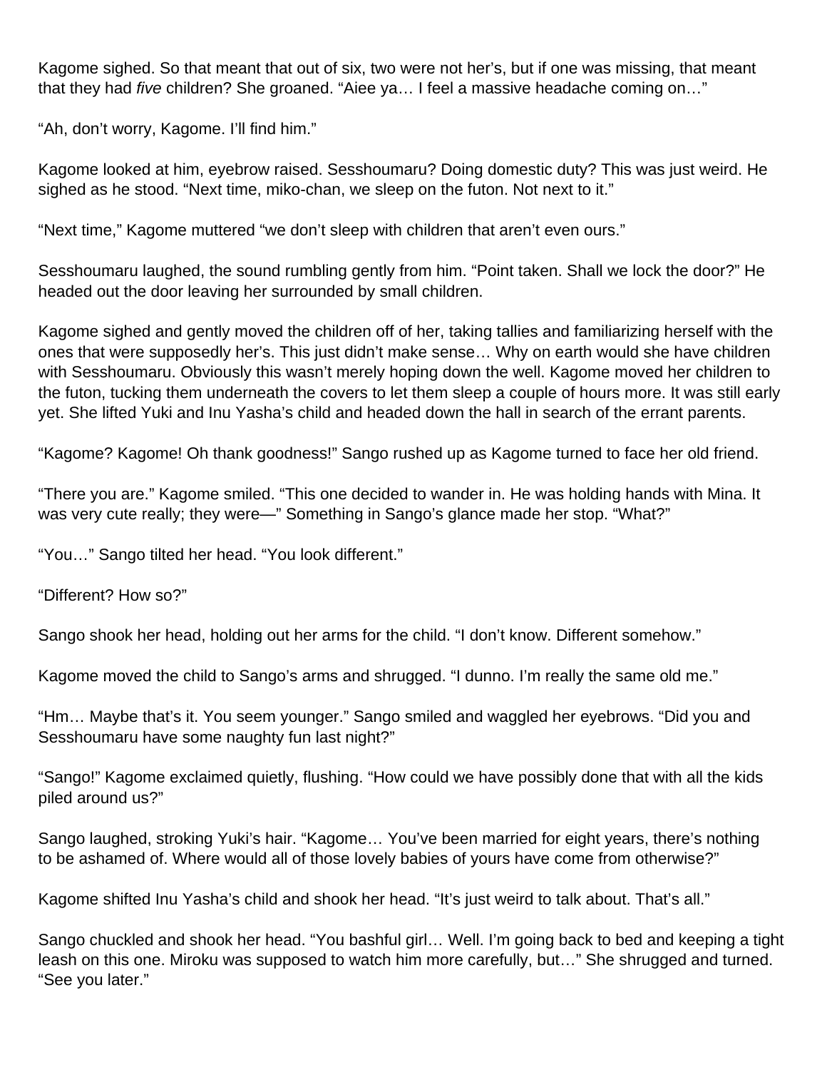Kagome sighed. So that meant that out of six, two were not her's, but if one was missing, that meant that they had *five* children? She groaned. "Aiee ya… I feel a massive headache coming on…"

"Ah, don't worry, Kagome. I'll find him."

Kagome looked at him, eyebrow raised. Sesshoumaru? Doing domestic duty? This was just weird. He sighed as he stood. "Next time, miko-chan, we sleep on the futon. Not next to it."

"Next time," Kagome muttered "we don't sleep with children that aren't even ours."

Sesshoumaru laughed, the sound rumbling gently from him. "Point taken. Shall we lock the door?" He headed out the door leaving her surrounded by small children.

Kagome sighed and gently moved the children off of her, taking tallies and familiarizing herself with the ones that were supposedly her's. This just didn't make sense… Why on earth would she have children with Sesshoumaru. Obviously this wasn't merely hoping down the well. Kagome moved her children to the futon, tucking them underneath the covers to let them sleep a couple of hours more. It was still early yet. She lifted Yuki and Inu Yasha's child and headed down the hall in search of the errant parents.

"Kagome? Kagome! Oh thank goodness!" Sango rushed up as Kagome turned to face her old friend.

"There you are." Kagome smiled. "This one decided to wander in. He was holding hands with Mina. It was very cute really; they were—" Something in Sango's glance made her stop. "What?"

"You…" Sango tilted her head. "You look different."

"Different? How so?"

Sango shook her head, holding out her arms for the child. "I don't know. Different somehow."

Kagome moved the child to Sango's arms and shrugged. "I dunno. I'm really the same old me."

"Hm… Maybe that's it. You seem younger." Sango smiled and waggled her eyebrows. "Did you and Sesshoumaru have some naughty fun last night?"

"Sango!" Kagome exclaimed quietly, flushing. "How could we have possibly done that with all the kids piled around us?"

Sango laughed, stroking Yuki's hair. "Kagome… You've been married for eight years, there's nothing to be ashamed of. Where would all of those lovely babies of yours have come from otherwise?"

Kagome shifted Inu Yasha's child and shook her head. "It's just weird to talk about. That's all."

Sango chuckled and shook her head. "You bashful girl… Well. I'm going back to bed and keeping a tight leash on this one. Miroku was supposed to watch him more carefully, but…" She shrugged and turned. "See you later."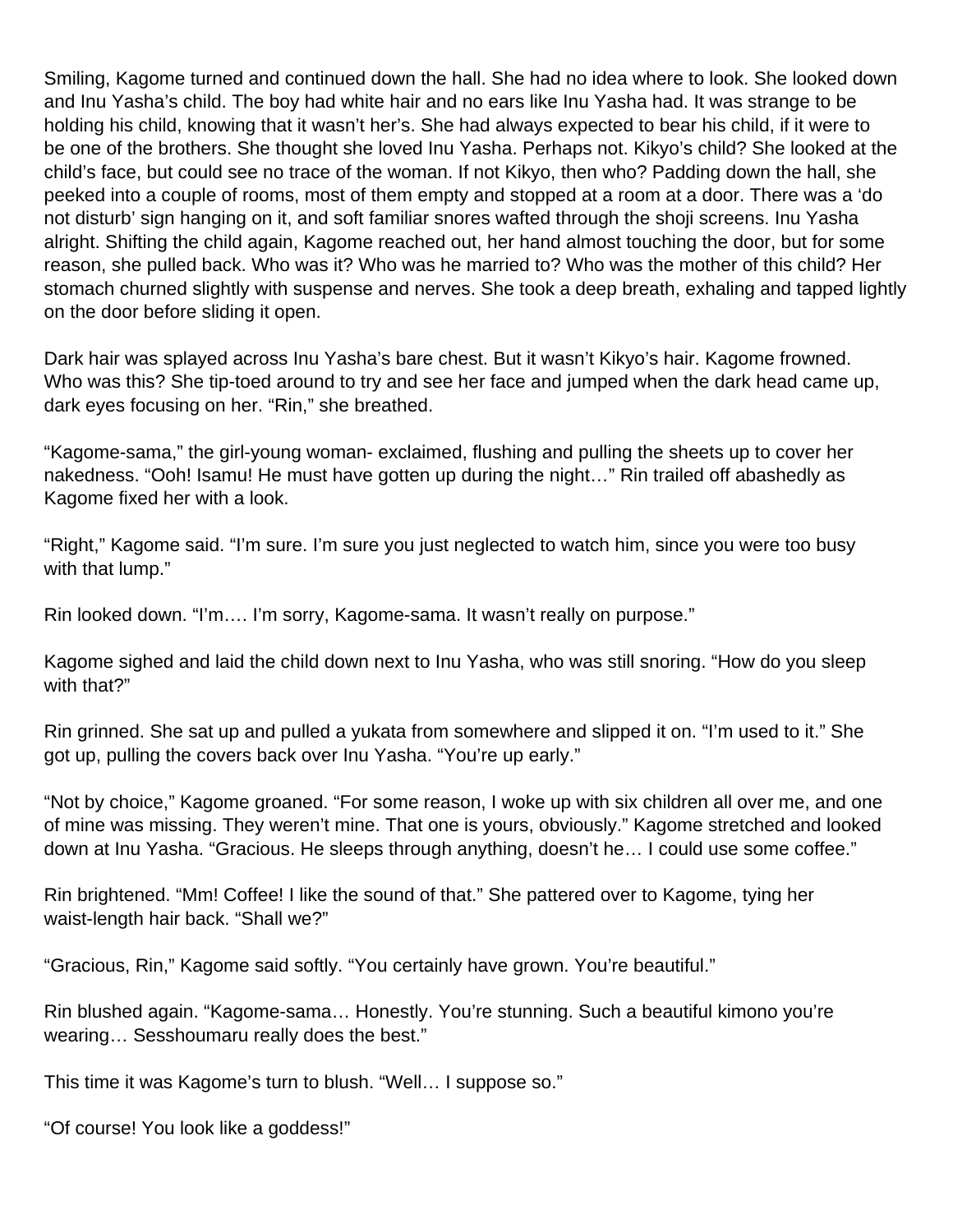Smiling, Kagome turned and continued down the hall. She had no idea where to look. She looked down and Inu Yasha's child. The boy had white hair and no ears like Inu Yasha had. It was strange to be holding his child, knowing that it wasn't her's. She had always expected to bear his child, if it were to be one of the brothers. She thought she loved Inu Yasha. Perhaps not. Kikyo's child? She looked at the child's face, but could see no trace of the woman. If not Kikyo, then who? Padding down the hall, she peeked into a couple of rooms, most of them empty and stopped at a room at a door. There was a 'do not disturb' sign hanging on it, and soft familiar snores wafted through the shoji screens. Inu Yasha alright. Shifting the child again, Kagome reached out, her hand almost touching the door, but for some reason, she pulled back. Who was it? Who was he married to? Who was the mother of this child? Her stomach churned slightly with suspense and nerves. She took a deep breath, exhaling and tapped lightly on the door before sliding it open.

Dark hair was splayed across Inu Yasha's bare chest. But it wasn't Kikyo's hair. Kagome frowned. Who was this? She tip-toed around to try and see her face and jumped when the dark head came up, dark eyes focusing on her. "Rin," she breathed.

"Kagome-sama," the girl-young woman- exclaimed, flushing and pulling the sheets up to cover her nakedness. "Ooh! Isamu! He must have gotten up during the night…" Rin trailed off abashedly as Kagome fixed her with a look.

"Right," Kagome said. "I'm sure. I'm sure you just neglected to watch him, since you were too busy with that lump."

Rin looked down. "I'm…. I'm sorry, Kagome-sama. It wasn't really on purpose."

Kagome sighed and laid the child down next to Inu Yasha, who was still snoring. "How do you sleep with that?"

Rin grinned. She sat up and pulled a yukata from somewhere and slipped it on. "I'm used to it." She got up, pulling the covers back over Inu Yasha. "You're up early."

"Not by choice," Kagome groaned. "For some reason, I woke up with six children all over me, and one of mine was missing. They weren't mine. That one is yours, obviously." Kagome stretched and looked down at Inu Yasha. "Gracious. He sleeps through anything, doesn't he… I could use some coffee."

Rin brightened. "Mm! Coffee! I like the sound of that." She pattered over to Kagome, tying her waist-length hair back. "Shall we?"

"Gracious, Rin," Kagome said softly. "You certainly have grown. You're beautiful."

Rin blushed again. "Kagome-sama… Honestly. You're stunning. Such a beautiful kimono you're wearing… Sesshoumaru really does the best."

This time it was Kagome's turn to blush. "Well… I suppose so."

"Of course! You look like a goddess!"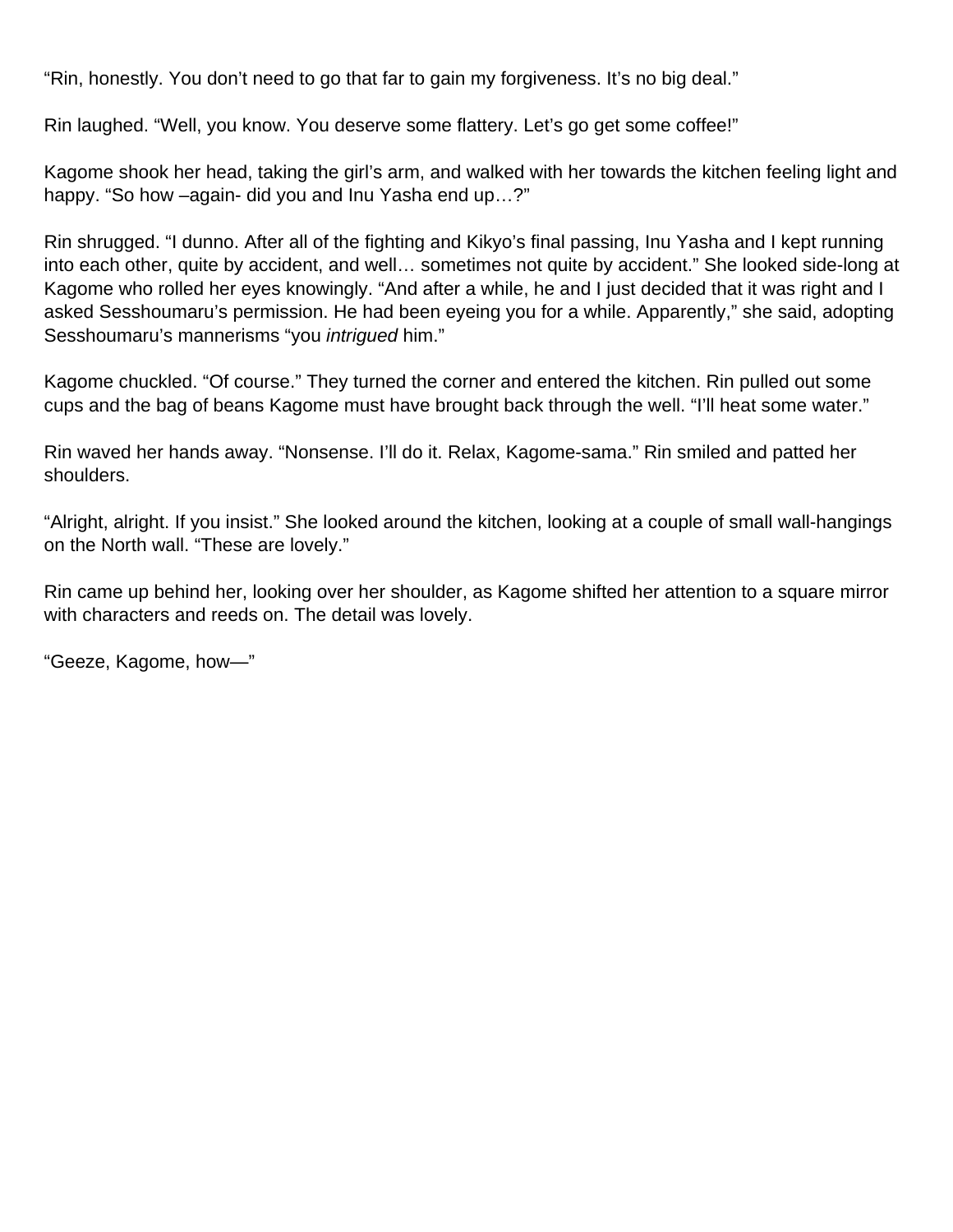"Rin, honestly. You don't need to go that far to gain my forgiveness. It's no big deal."

Rin laughed. "Well, you know. You deserve some flattery. Let's go get some coffee!"

Kagome shook her head, taking the girl's arm, and walked with her towards the kitchen feeling light and happy. "So how –again- did you and Inu Yasha end up…?"

Rin shrugged. "I dunno. After all of the fighting and Kikyo's final passing, Inu Yasha and I kept running into each other, quite by accident, and well… sometimes not quite by accident." She looked side-long at Kagome who rolled her eyes knowingly. "And after a while, he and I just decided that it was right and I asked Sesshoumaru's permission. He had been eyeing you for a while. Apparently," she said, adopting Sesshoumaru's mannerisms "you *intrigued* him."

Kagome chuckled. "Of course." They turned the corner and entered the kitchen. Rin pulled out some cups and the bag of beans Kagome must have brought back through the well. "I'll heat some water."

Rin waved her hands away. "Nonsense. I'll do it. Relax, Kagome-sama." Rin smiled and patted her shoulders.

"Alright, alright. If you insist." She looked around the kitchen, looking at a couple of small wall-hangings on the North wall. "These are lovely."

Rin came up behind her, looking over her shoulder, as Kagome shifted her attention to a square mirror with characters and reeds on. The detail was lovely.

"Geeze, Kagome, how—"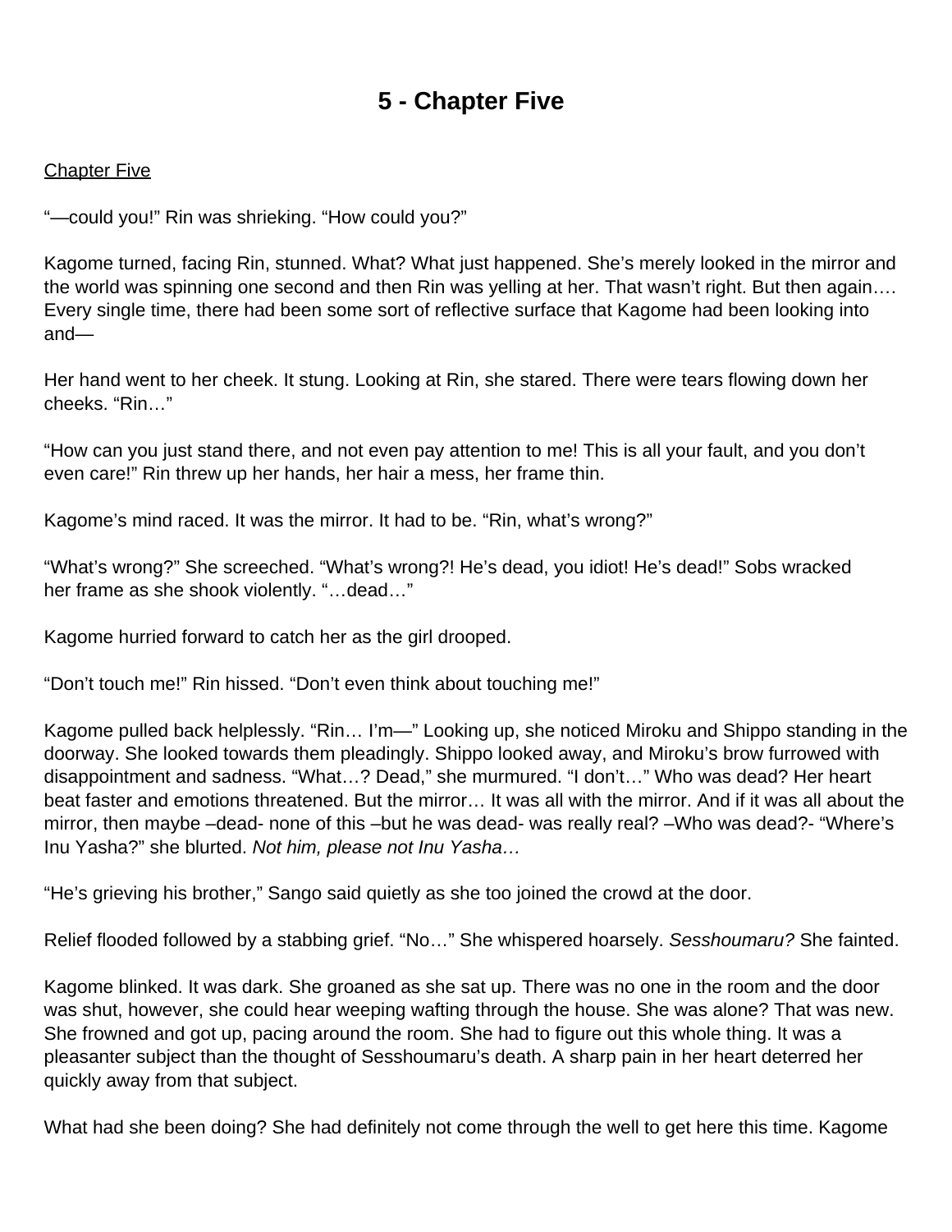# 5 - Chapter Five

Chapter Five

"—could you!" Rin was shrieking. "How could you?"

Kagome turned, facing Rin, stunned. What? What just happened. She's merely looked in the mirror and the world was spinning one second and then Rin was yelling at her. That wasn't right. But then again…. Every single time, there had been some sort of reflective surface that Kagome had been looking into and—

Her hand went to her cheek. It stung. Looking at Rin, she stared. There were tears flowing down her cheeks. "Rin…"

"How can you just stand there, and not even pay attention to me! This is all your fault, and you don't even care!" Rin threw up her hands, her hair a mess, her frame thin.

Kagome's mind raced. It was the mirror. It had to be. "Rin, what's wrong?"

"What's wrong?" She screeched. "What's wrong?! He's dead, you idiot! He's dead!" Sobs wracked her frame as she shook violently. "…dead…"

Kagome hurried forward to catch her as the girl drooped.

"Don't touch me!" Rin hissed. "Don't even think about touching me!"

Kagome pulled back helplessly. "Rin… I'm—" Looking up, she noticed Miroku and Shippo standing in the doorway. She looked towards them pleadingly. Shippo looked away, and Miroku's brow furrowed with disappointment and sadness. "What…? Dead," she murmured. "I don't…" Who was dead? Her heart beat faster and emotions threatened. But the mirror… It was all with the mirror. And if it was all about the mirror, then maybe –dead- none of this –but he was dead- was really real? –Who was dead?- "Where's Inu Yasha?" she blurted. *Not him, please not Inu Yasha…*

"He's grieving his brother," Sango said quietly as she too joined the crowd at the door.

Relief flooded followed by a stabbing grief. "No…" She whispered hoarsely. *Sesshoumaru?* She fainted.

Kagome blinked. It was dark. She groaned as she sat up. There was no one in the room and the door was shut, however, she could hear weeping wafting through the house. She was alone? That was new. She frowned and got up, pacing around the room. She had to figure out this whole thing. It was a pleasanter subject than the thought of Sesshoumaru's death. A sharp pain in her heart deterred her quickly away from that subject.

What had she been doing? She had definitely not come through the well to get here this time. Kagome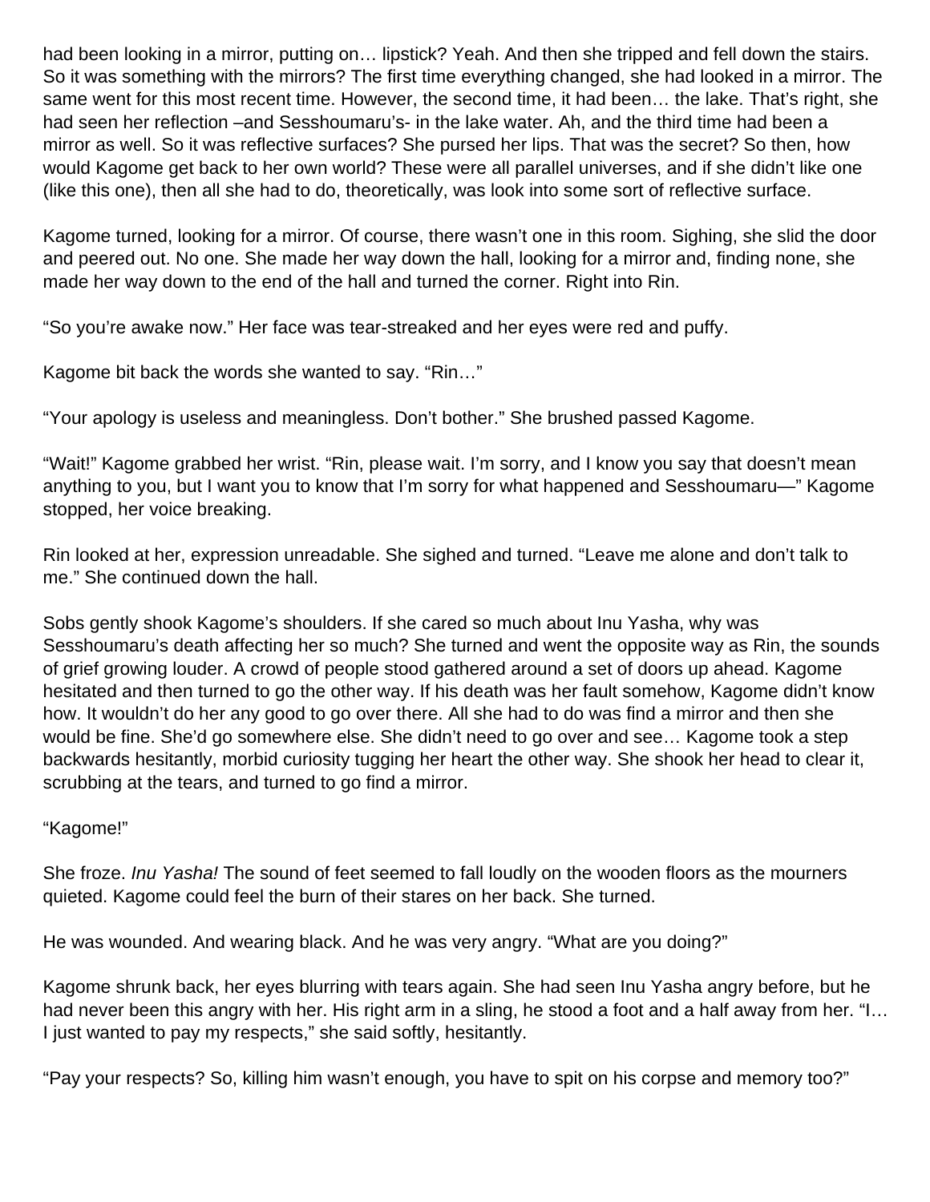had been looking in a mirror, putting on… lipstick? Yeah. And then she tripped and fell down the stairs. So it was something with the mirrors? The first time everything changed, she had looked in a mirror. The same went for this most recent time. However, the second time, it had been… the lake. That's right, she had seen her reflection –and Sesshoumaru's- in the lake water. Ah, and the third time had been a mirror as well. So it was reflective surfaces? She pursed her lips. That was the secret? So then, how would Kagome get back to her own world? These were all parallel universes, and if she didn't like one (like this one), then all she had to do, theoretically, was look into some sort of reflective surface.

Kagome turned, looking for a mirror. Of course, there wasn't one in this room. Sighing, she slid the door and peered out. No one. She made her way down the hall, looking for a mirror and, finding none, she made her way down to the end of the hall and turned the corner. Right into Rin.

"So you're awake now." Her face was tear-streaked and her eyes were red and puffy.

Kagome bit back the words she wanted to say. "Rin…"

"Your apology is useless and meaningless. Don't bother." She brushed passed Kagome.

"Wait!" Kagome grabbed her wrist. "Rin, please wait. I'm sorry, and I know you say that doesn't mean anything to you, but I want you to know that I'm sorry for what happened and Sesshoumaru—" Kagome stopped, her voice breaking.

Rin looked at her, expression unreadable. She sighed and turned. "Leave me alone and don't talk to me." She continued down the hall.

Sobs gently shook Kagome's shoulders. If she cared so much about Inu Yasha, why was Sesshoumaru's death affecting her so much? She turned and went the opposite way as Rin, the sounds of grief growing louder. A crowd of people stood gathered around a set of doors up ahead. Kagome hesitated and then turned to go the other way. If his death was her fault somehow, Kagome didn't know how. It wouldn't do her any good to go over there. All she had to do was find a mirror and then she would be fine. She'd go somewhere else. She didn't need to go over and see… Kagome took a step backwards hesitantly, morbid curiosity tugging her heart the other way. She shook her head to clear it, scrubbing at the tears, and turned to go find a mirror.

"Kagome!"

She froze. *Inu Yasha!* The sound of feet seemed to fall loudly on the wooden floors as the mourners quieted. Kagome could feel the burn of their stares on her back. She turned.

He was wounded. And wearing black. And he was very angry. "What are you doing?"

Kagome shrunk back, her eyes blurring with tears again. She had seen Inu Yasha angry before, but he had never been this angry with her. His right arm in a sling, he stood a foot and a half away from her. "I… I just wanted to pay my respects," she said softly, hesitantly.

"Pay your respects? So, killing him wasn't enough, you have to spit on his corpse and memory too?"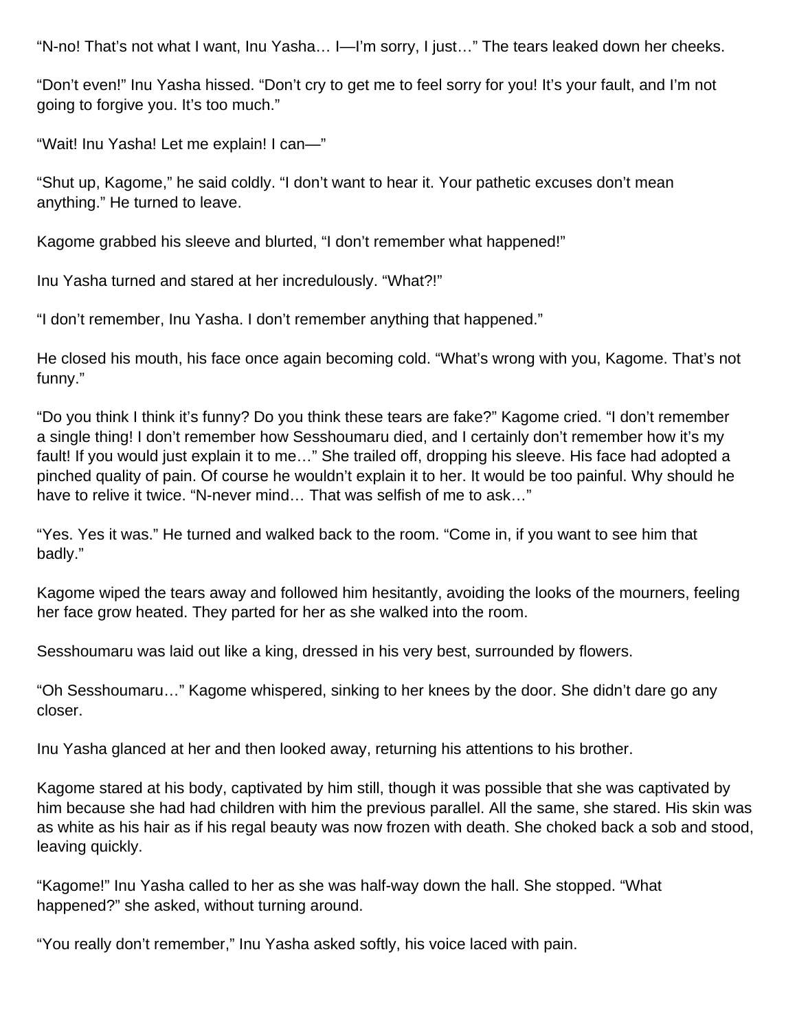"N-no! That's not what I want, Inu Yasha… I—I'm sorry, I just…" The tears leaked down her cheeks.

"Don't even!" Inu Yasha hissed. "Don't cry to get me to feel sorry for you! It's your fault, and I'm not going to forgive you. It's too much."

"Wait! Inu Yasha! Let me explain! I can—"

"Shut up, Kagome," he said coldly. "I don't want to hear it. Your pathetic excuses don't mean anything." He turned to leave.

Kagome grabbed his sleeve and blurted, "I don't remember what happened!"

Inu Yasha turned and stared at her incredulously. "What?!"

"I don't remember, Inu Yasha. I don't remember anything that happened."

He closed his mouth, his face once again becoming cold. "What's wrong with you, Kagome. That's not funny."

"Do you think I think it's funny? Do you think these tears are fake?" Kagome cried. "I don't remember a single thing! I don't remember how Sesshoumaru died, and I certainly don't remember how it's my fault! If you would just explain it to me…" She trailed off, dropping his sleeve. His face had adopted a pinched quality of pain. Of course he wouldn't explain it to her. It would be too painful. Why should he have to relive it twice. "N-never mind… That was selfish of me to ask…"

"Yes. Yes it was." He turned and walked back to the room. "Come in, if you want to see him that badly."

Kagome wiped the tears away and followed him hesitantly, avoiding the looks of the mourners, feeling her face grow heated. They parted for her as she walked into the room.

Sesshoumaru was laid out like a king, dressed in his very best, surrounded by flowers.

"Oh Sesshoumaru…" Kagome whispered, sinking to her knees by the door. She didn't dare go any closer.

Inu Yasha glanced at her and then looked away, returning his attentions to his brother.

Kagome stared at his body, captivated by him still, though it was possible that she was captivated by him because she had had children with him the previous parallel. All the same, she stared. His skin was as white as his hair as if his regal beauty was now frozen with death. She choked back a sob and stood, leaving quickly.

"Kagome!" Inu Yasha called to her as she was half-way down the hall. She stopped. "What happened?" she asked, without turning around.

"You really don't remember," Inu Yasha asked softly, his voice laced with pain.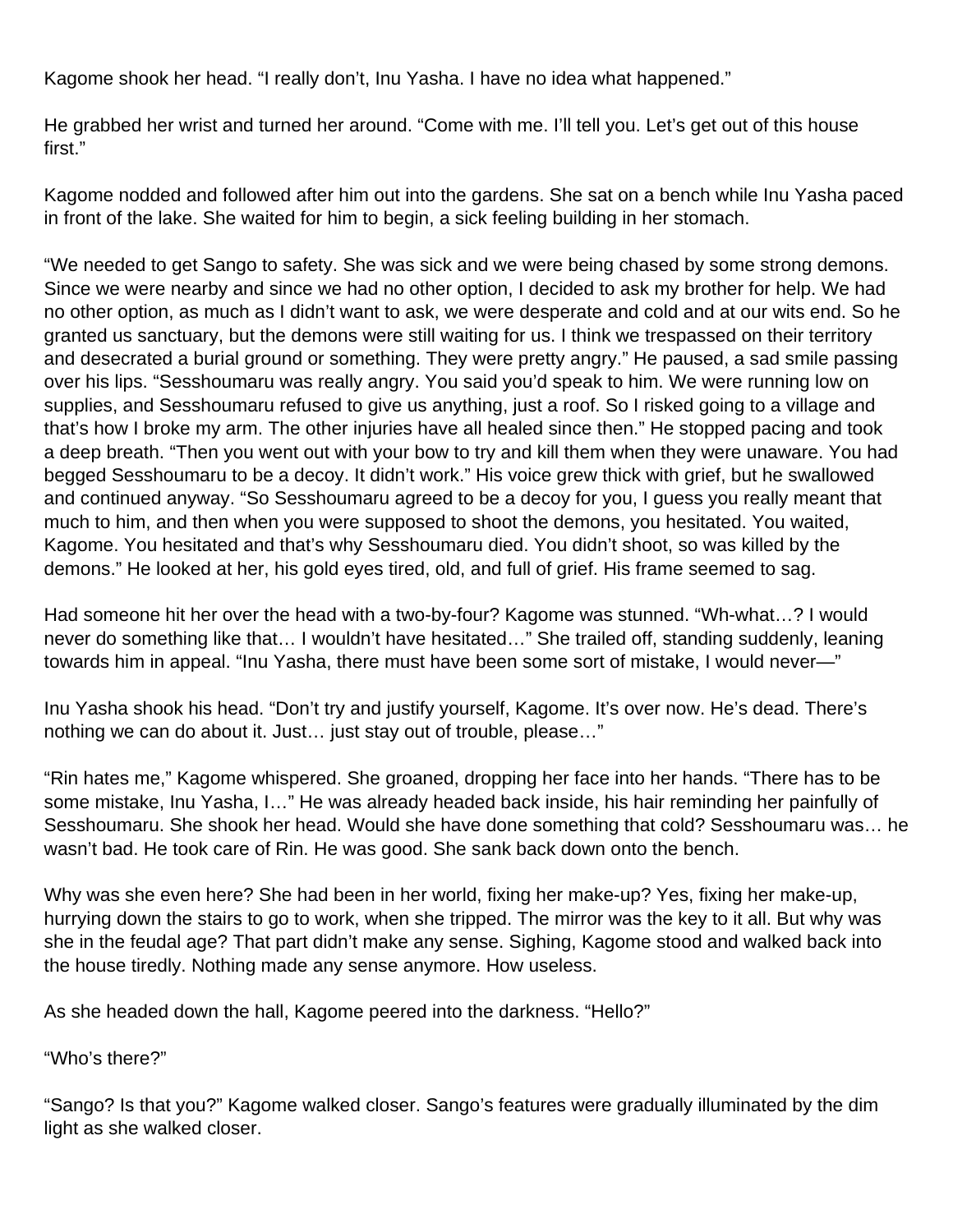Kagome shook her head. “I really don’t, Inu Yasha. I have no idea what happened.”

He grabbed her wrist and turned her around. “Come with me. I’ll tell you. Let’s get out of this house first.”

Kagome nodded and followed after him out into the gardens. She sat on a bench while Inu Yasha paced in front of the lake. She waited for him to begin, a sick feeling building in her stomach.

“We needed to get Sango to safety. She was sick and we were being chased by some strong demons. Since we were nearby and since we had no other option, I decided to ask my brother for help. We had no other option, as much as I didn’t want to ask, we were desperate and cold and at our wits end. So he granted us sanctuary, but the demons were still waiting for us. I think we trespassed on their territory and desecrated a burial ground or something. They were pretty angry.” He paused, a sad smile passing over his lips. “Sesshoumaru was really angry. You said you’d speak to him. We were running low on supplies, and Sesshoumaru refused to give us anything, just a roof. So I risked going to a village and that’s how I broke my arm. The other injuries have all healed since then.” He stopped pacing and took a deep breath. “Then you went out with your bow to try and kill them when they were unaware. You had begged Sesshoumaru to be a decoy. It didn’t work.” His voice grew thick with grief, but he swallowed and continued anyway. “So Sesshoumaru agreed to be a decoy for you, I guess you really meant that much to him, and then when you were supposed to shoot the demons, you hesitated. You waited, Kagome. You hesitated and that’s why Sesshoumaru died. You didn’t shoot, so was killed by the demons.” He looked at her, his gold eyes tired, old, and full of grief. His frame seemed to sag.

Had someone hit her over the head with a two-by-four? Kagome was stunned. “Wh-what…? I would never do something like that… I wouldn’t have hesitated…” She trailed off, standing suddenly, leaning towards him in appeal. “Inu Yasha, there must have been some sort of mistake, I would never—”

Inu Yasha shook his head. “Don’t try and justify yourself, Kagome. It’s over now. He’s dead. There’s nothing we can do about it. Just… just stay out of trouble, please…”

“Rin hates me,” Kagome whispered. She groaned, dropping her face into her hands. “There has to be some mistake, Inu Yasha, I…” He was already headed back inside, his hair reminding her painfully of Sesshoumaru. She shook her head. Would she have done something that cold? Sesshoumaru was… he wasn’t bad. He took care of Rin. He was good. She sank back down onto the bench.

Why was she even here? She had been in her world, fixing her make-up? Yes, fixing her make-up, hurrying down the stairs to go to work, when she tripped. The mirror was the key to it all. But why was she in the feudal age? That part didn’t make any sense. Sighing, Kagome stood and walked back into the house tiredly. Nothing made any sense anymore. How useless.

As she headed down the hall, Kagome peered into the darkness. “Hello?”

“Who’s there?”

“Sango? Is that you?” Kagome walked closer. Sango’s features were gradually illuminated by the dim light as she walked closer.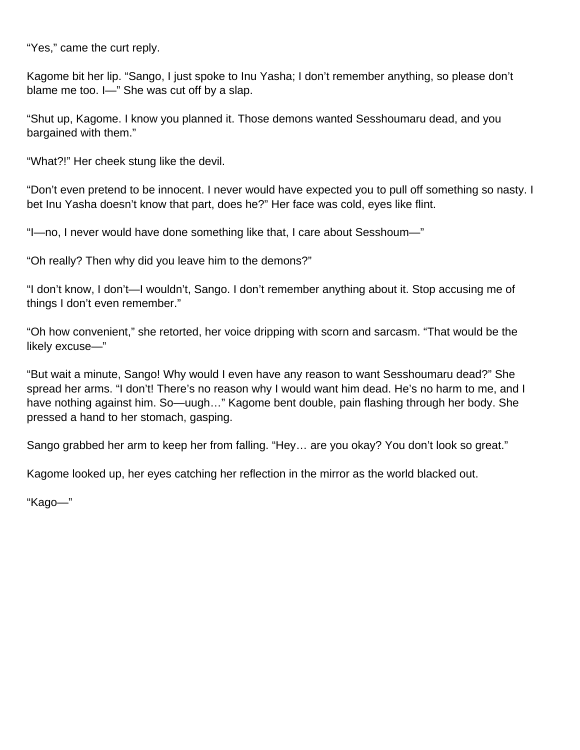“Yes,” came the curt reply.

Kagome bit her lip. “Sango, I just spoke to Inu Yasha; I don’t remember anything, so please don’t blame me too. I—” She was cut off by a slap.

“Shut up, Kagome. I know you planned it. Those demons wanted Sesshoumaru dead, and you bargained with them.”

“What?!” Her cheek stung like the devil.

“Don’t even pretend to be innocent. I never would have expected you to pull off something so nasty. I bet Inu Yasha doesn’t know that part, does he?” Her face was cold, eyes like flint.

“I—no, I never would have done something like that, I care about Sesshoum—”

“Oh really? Then why did you leave him to the demons?”

“I don’t know, I don’t—I wouldn’t, Sango. I don’t remember anything about it. Stop accusing me of things I don’t even remember.”

“Oh how convenient,” she retorted, her voice dripping with scorn and sarcasm. “That would be the likely excuse—”

“But wait a minute, Sango! Why would I even have any reason to want Sesshoumaru dead?” She spread her arms. “I don’t! There’s no reason why I would want him dead. He’s no harm to me, and I have nothing against him. So—uugh…” Kagome bent double, pain flashing through her body. She pressed a hand to her stomach, gasping.

Sango grabbed her arm to keep her from falling. “Hey… are you okay? You don’t look so great.”

Kagome looked up, her eyes catching her reflection in the mirror as the world blacked out.

“Kago—”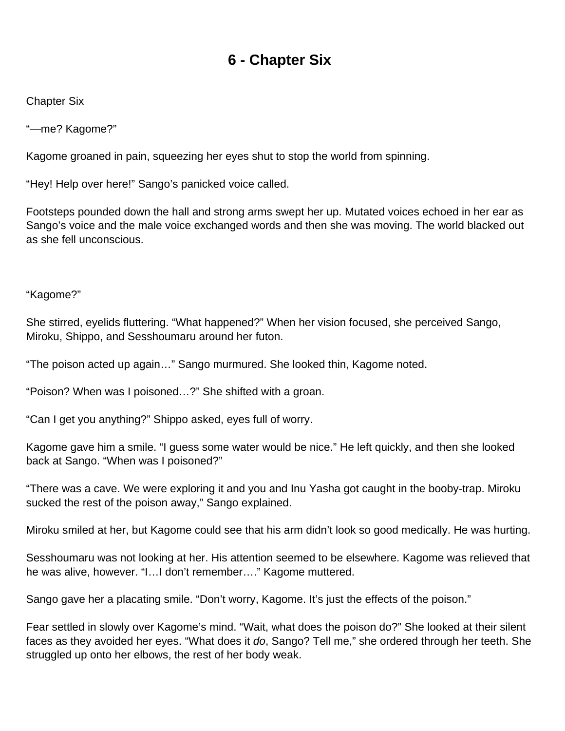# 6 - Chapter Six

Chapter Six

"—me? Kagome?"

Kagome groaned in pain, squeezing her eyes shut to stop the world from spinning.

"Hey! Help over here!" Sango's panicked voice called.

Footsteps pounded down the hall and strong arms swept her up. Mutated voices echoed in her ear as Sango's voice and the male voice exchanged words and then she was moving. The world blacked out as she fell unconscious.

"Kagome?"

She stirred, eyelids fluttering. "What happened?" When her vision focused, she perceived Sango, Miroku, Shippo, and Sesshoumaru around her futon.

"The poison acted up again…" Sango murmured. She looked thin, Kagome noted.

"Poison? When was I poisoned…?" She shifted with a groan.

"Can I get you anything?" Shippo asked, eyes full of worry.

Kagome gave him a smile. "I guess some water would be nice." He left quickly, and then she looked back at Sango. "When was I poisoned?"

"There was a cave. We were exploring it and you and Inu Yasha got caught in the booby-trap. Miroku sucked the rest of the poison away," Sango explained.

Miroku smiled at her, but Kagome could see that his arm didn't look so good medically. He was hurting.

Sesshoumaru was not looking at her. His attention seemed to be elsewhere. Kagome was relieved that he was alive, however. "I…I don't remember…." Kagome muttered.

Sango gave her a placating smile. "Don't worry, Kagome. It's just the effects of the poison."

Fear settled in slowly over Kagome's mind. "Wait, what does the poison do?" She looked at their silent faces as they avoided her eyes. "What does it *do*, Sango? Tell me," she ordered through her teeth. She struggled up onto her elbows, the rest of her body weak.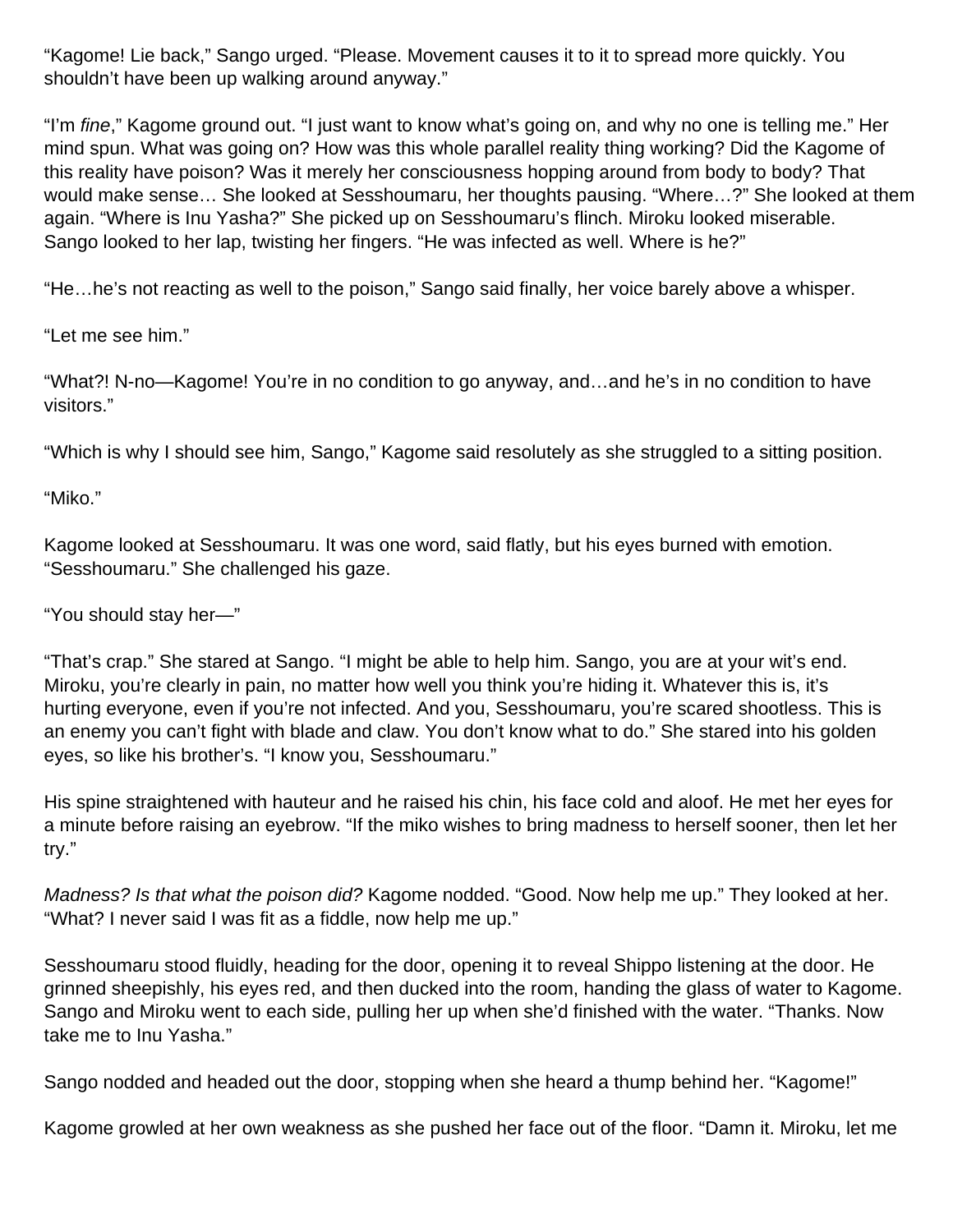"Kagome! Lie back," Sango urged. "Please. Movement causes it to it to spread more quickly. You shouldn't have been up walking around anyway."

"I'm *fine*," Kagome ground out. "I just want to know what's going on, and why no one is telling me." Her mind spun. What was going on? How was this whole parallel reality thing working? Did the Kagome of this reality have poison? Was it merely her consciousness hopping around from body to body? That would make sense… She looked at Sesshoumaru, her thoughts pausing. "Where…?" She looked at them again. "Where is Inu Yasha?" She picked up on Sesshoumaru's flinch. Miroku looked miserable. Sango looked to her lap, twisting her fingers. "He was infected as well. Where is he?"

"He…he's not reacting as well to the poison," Sango said finally, her voice barely above a whisper.

"Let me see him."

"What?! N-no—Kagome! You're in no condition to go anyway, and…and he's in no condition to have visitors."

"Which is why I should see him, Sango," Kagome said resolutely as she struggled to a sitting position.

"Miko."

Kagome looked at Sesshoumaru. It was one word, said flatly, but his eyes burned with emotion. "Sesshoumaru." She challenged his gaze.

"You should stay her—"

"That's crap." She stared at Sango. "I might be able to help him. Sango, you are at your wit's end. Miroku, you're clearly in pain, no matter how well you think you're hiding it. Whatever this is, it's hurting everyone, even if you're not infected. And you, Sesshoumaru, you're scared shootless. This is an enemy you can't fight with blade and claw. You don't know what to do." She stared into his golden eyes, so like his brother's. "I know you, Sesshoumaru."

His spine straightened with hauteur and he raised his chin, his face cold and aloof. He met her eyes for a minute before raising an eyebrow. "If the miko wishes to bring madness to herself sooner, then let her try."

*Madness? Is that what the poison did?* Kagome nodded. "Good. Now help me up." They looked at her. "What? I never said I was fit as a fiddle, now help me up."

Sesshoumaru stood fluidly, heading for the door, opening it to reveal Shippo listening at the door. He grinned sheepishly, his eyes red, and then ducked into the room, handing the glass of water to Kagome. Sango and Miroku went to each side, pulling her up when she'd finished with the water. "Thanks. Now take me to Inu Yasha."

Sango nodded and headed out the door, stopping when she heard a thump behind her. "Kagome!"

Kagome growled at her own weakness as she pushed her face out of the floor. "Damn it. Miroku, let me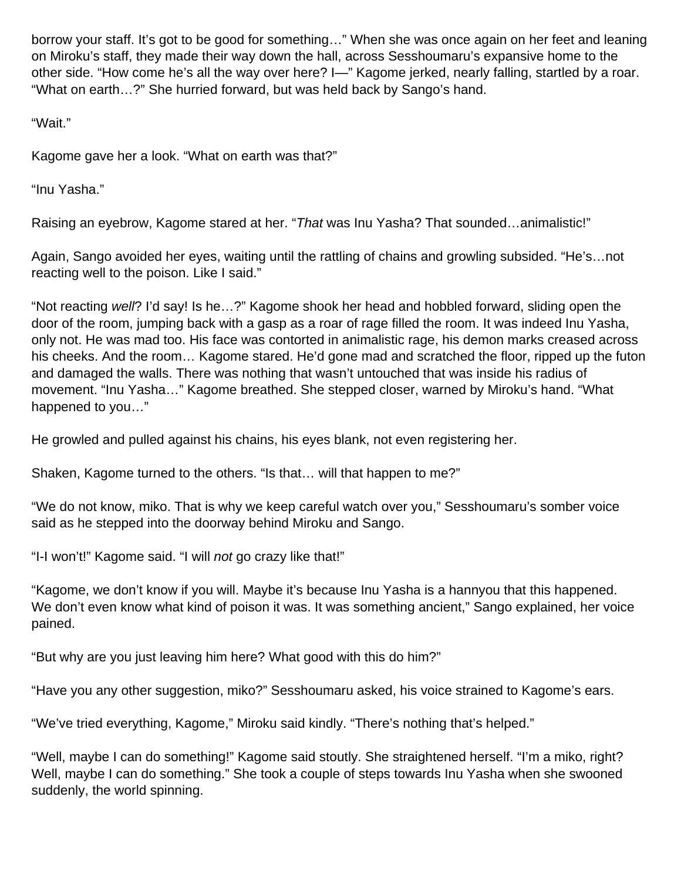borrow your staff. It's got to be good for something…" When she was once again on her feet and leaning on Miroku's staff, they made their way down the hall, across Sesshoumaru's expansive home to the other side. "How come he's all the way over here? I—" Kagome jerked, nearly falling, startled by a roar. "What on earth…?" She hurried forward, but was held back by Sango's hand.

"Wait."

Kagome gave her a look. "What on earth was that?"

"Inu Yasha."

Raising an eyebrow, Kagome stared at her. "*That* was Inu Yasha? That sounded…animalistic!"

Again, Sango avoided her eyes, waiting until the rattling of chains and growling subsided. "He's…not reacting well to the poison. Like I said."

"Not reacting *well*? I'd say! Is he…?" Kagome shook her head and hobbled forward, sliding open the door of the room, jumping back with a gasp as a roar of rage filled the room. It was indeed Inu Yasha, only not. He was mad too. His face was contorted in animalistic rage, his demon marks creased across his cheeks. And the room… Kagome stared. He'd gone mad and scratched the floor, ripped up the futon and damaged the walls. There was nothing that wasn't untouched that was inside his radius of movement. "Inu Yasha…" Kagome breathed. She stepped closer, warned by Miroku's hand. "What happened to you…"

He growled and pulled against his chains, his eyes blank, not even registering her.

Shaken, Kagome turned to the others. "Is that… will that happen to me?"

"We do not know, miko. That is why we keep careful watch over you," Sesshoumaru's somber voice said as he stepped into the doorway behind Miroku and Sango.

"I-I won't!" Kagome said. "I will *not* go crazy like that!"

"Kagome, we don't know if you will. Maybe it's because Inu Yasha is a hannyou that this happened. We don't even know what kind of poison it was. It was something ancient," Sango explained, her voice pained.

"But why are you just leaving him here? What good with this do him?"

"Have you any other suggestion, miko?" Sesshoumaru asked, his voice strained to Kagome's ears.

"We've tried everything, Kagome," Miroku said kindly. "There's nothing that's helped."

"Well, maybe I can do something!" Kagome said stoutly. She straightened herself. "I'm a miko, right? Well, maybe I can do something." She took a couple of steps towards Inu Yasha when she swooned suddenly, the world spinning.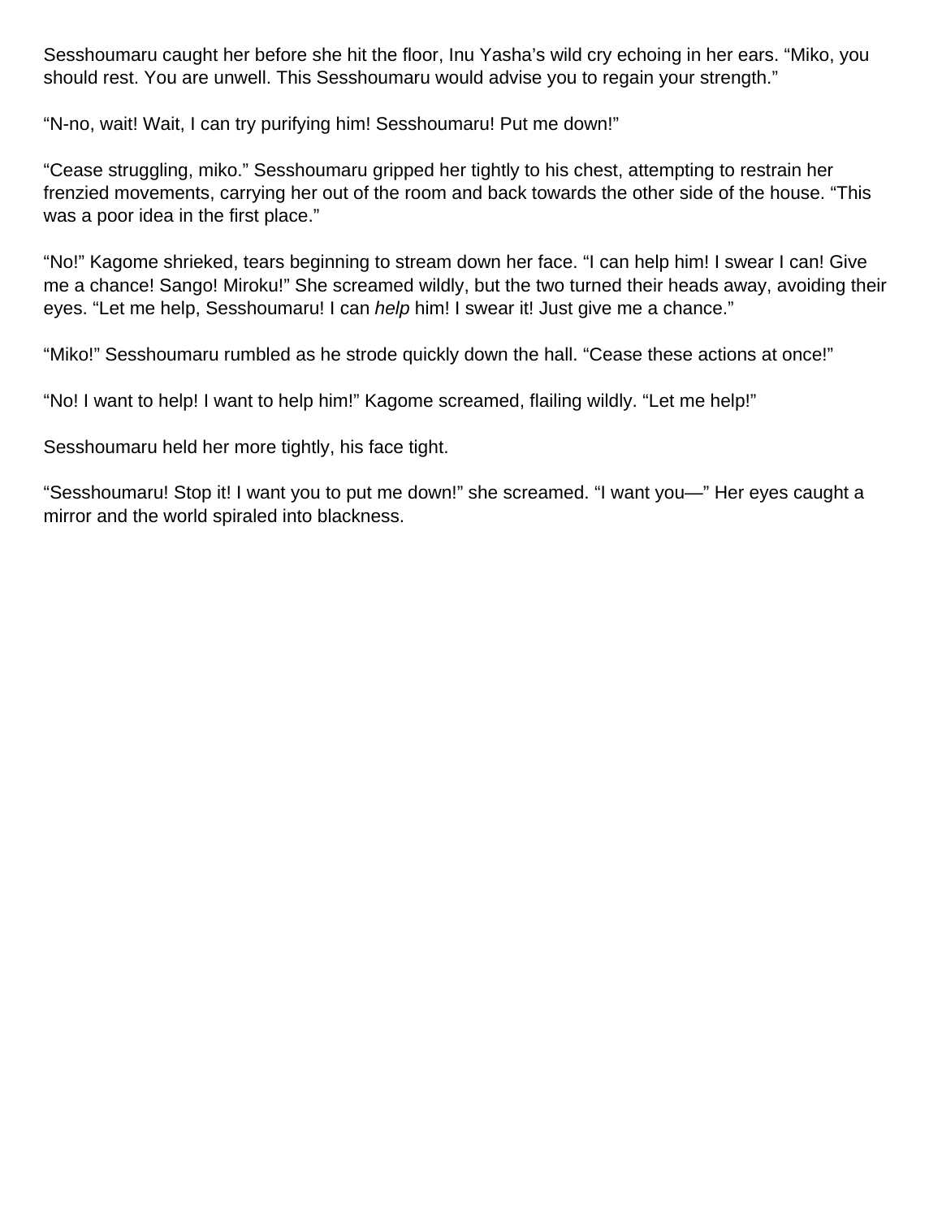Sesshoumaru caught her before she hit the floor, Inu Yasha's wild cry echoing in her ears. "Miko, you should rest. You are unwell. This Sesshoumaru would advise you to regain your strength."

"N-no, wait! Wait, I can try purifying him! Sesshoumaru! Put me down!"

"Cease struggling, miko." Sesshoumaru gripped her tightly to his chest, attempting to restrain her frenzied movements, carrying her out of the room and back towards the other side of the house. "This was a poor idea in the first place."

"No!" Kagome shrieked, tears beginning to stream down her face. "I can help him! I swear I can! Give me a chance! Sango! Miroku!" She screamed wildly, but the two turned their heads away, avoiding their eyes. "Let me help, Sesshoumaru! I can *help* him! I swear it! Just give me a chance."

"Miko!" Sesshoumaru rumbled as he strode quickly down the hall. "Cease these actions at once!"

"No! I want to help! I want to help him!" Kagome screamed, flailing wildly. "Let me help!"

Sesshoumaru held her more tightly, his face tight.

"Sesshoumaru! Stop it! I want you to put me down!" she screamed. "I want you—" Her eyes caught a mirror and the world spiraled into blackness.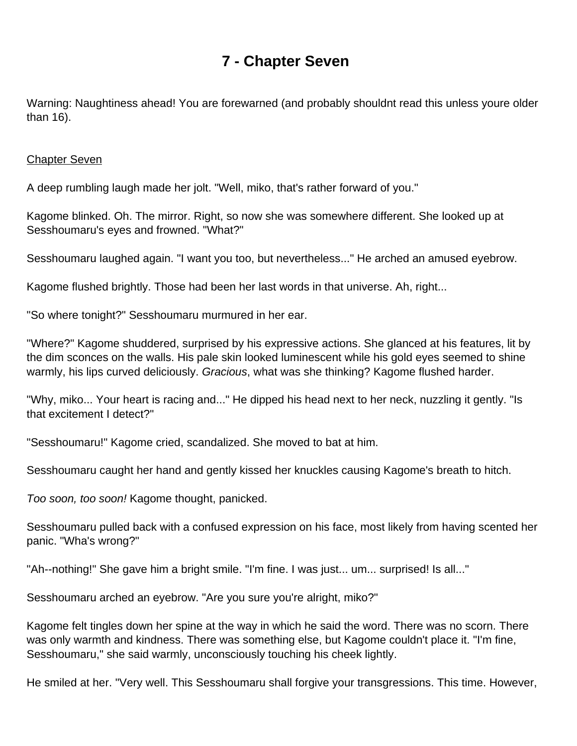# 7 - Chapter Seven

Warning: Naughtiness ahead! You are forewarned (and probably shouldnt read this unless youre older than 16).

<u>Chapter Seven</u>

A deep rumbling laugh made her jolt. "Well, miko, that's rather forward of you."

Kagome blinked. Oh. The mirror. Right, so now she was somewhere different. She looked up at Sesshoumaru's eyes and frowned. "What?"

Sesshoumaru laughed again. "I want you too, but nevertheless..." He arched an amused eyebrow.

Kagome flushed brightly. Those had been her last words in that universe. Ah, right...

"So where tonight?" Sesshoumaru murmured in her ear.

"Where?" Kagome shuddered, surprised by his expressive actions. She glanced at his features, lit by the dim sconces on the walls. His pale skin looked luminescent while his gold eyes seemed to shine warmly, his lips curved deliciously. *Gracious*, what was she thinking? Kagome flushed harder.

"Why, miko... Your heart is racing and..." He dipped his head next to her neck, nuzzling it gently. "Is that excitement I detect?"

"Sesshoumaru!" Kagome cried, scandalized. She moved to bat at him.

Sesshoumaru caught her hand and gently kissed her knuckles causing Kagome's breath to hitch.

*Too soon, too soon!* Kagome thought, panicked.

Sesshoumaru pulled back with a confused expression on his face, most likely from having scented her panic. "Wha's wrong?"

"Ah--nothing!" She gave him a bright smile. "I'm fine. I was just... um... surprised! Is all..."

Sesshoumaru arched an eyebrow. "Are you sure you're alright, miko?"

Kagome felt tingles down her spine at the way in which he said the word. There was no scorn. There was only warmth and kindness. There was something else, but Kagome couldn't place it. "I'm fine, Sesshoumaru," she said warmly, unconsciously touching his cheek lightly.

He smiled at her. "Very well. This Sesshoumaru shall forgive your transgressions. This time. However,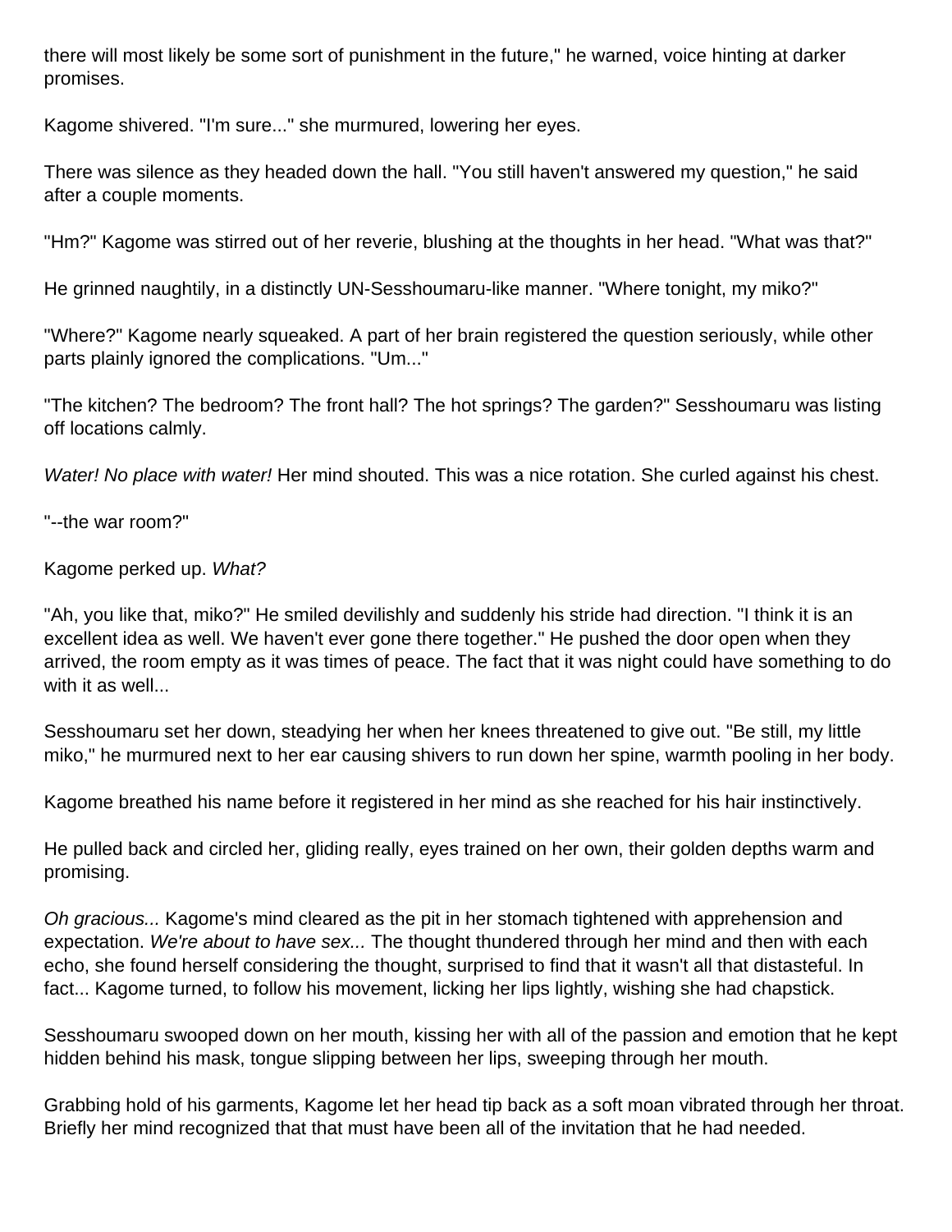there will most likely be some sort of punishment in the future," he warned, voice hinting at darker promises.

Kagome shivered. "I'm sure..." she murmured, lowering her eyes.

There was silence as they headed down the hall. "You still haven't answered my question," he said after a couple moments.

"Hm?" Kagome was stirred out of her reverie, blushing at the thoughts in her head. "What was that?"

He grinned naughtily, in a distinctly UN-Sesshoumaru-like manner. "Where tonight, my miko?"

"Where?" Kagome nearly squeaked. A part of her brain registered the question seriously, while other parts plainly ignored the complications. "Um..."

"The kitchen? The bedroom? The front hall? The hot springs? The garden?" Sesshoumaru was listing off locations calmly.

*Water! No place with water!* Her mind shouted. This was a nice rotation. She curled against his chest.

"--the war room?"

Kagome perked up. *What?*

"Ah, you like that, miko?" He smiled devilishly and suddenly his stride had direction. "I think it is an excellent idea as well. We haven't ever gone there together." He pushed the door open when they arrived, the room empty as it was times of peace. The fact that it was night could have something to do with it as well...

Sesshoumaru set her down, steadying her when her knees threatened to give out. "Be still, my little miko," he murmured next to her ear causing shivers to run down her spine, warmth pooling in her body.

Kagome breathed his name before it registered in her mind as she reached for his hair instinctively.

He pulled back and circled her, gliding really, eyes trained on her own, their golden depths warm and promising.

*Oh gracious...* Kagome's mind cleared as the pit in her stomach tightened with apprehension and expectation. *We're about to have sex...* The thought thundered through her mind and then with each echo, she found herself considering the thought, surprised to find that it wasn't all that distasteful. In fact... Kagome turned, to follow his movement, licking her lips lightly, wishing she had chapstick.

Sesshoumaru swooped down on her mouth, kissing her with all of the passion and emotion that he kept hidden behind his mask, tongue slipping between her lips, sweeping through her mouth.

Grabbing hold of his garments, Kagome let her head tip back as a soft moan vibrated through her throat. Briefly her mind recognized that that must have been all of the invitation that he had needed.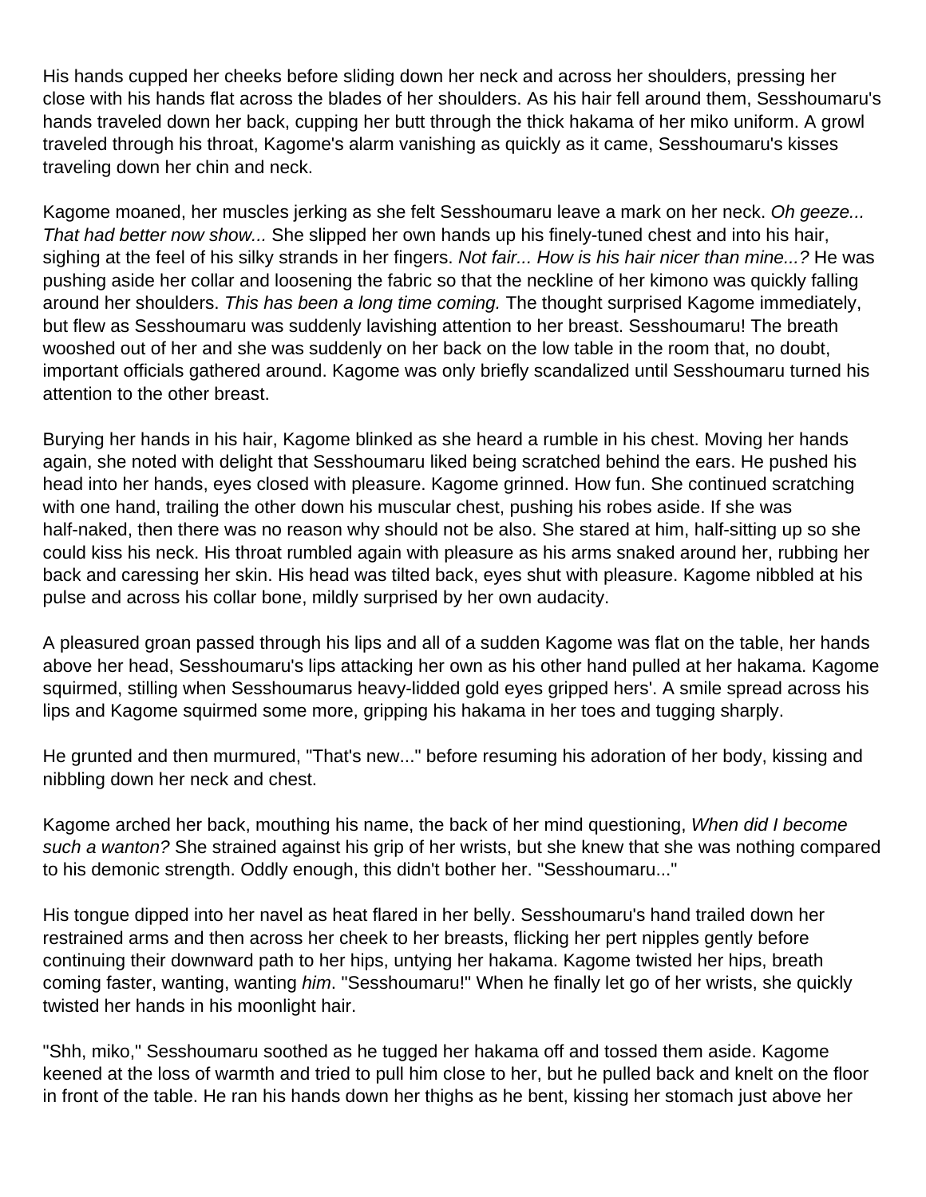His hands cupped her cheeks before sliding down her neck and across her shoulders, pressing her close with his hands flat across the blades of her shoulders. As his hair fell around them, Sesshoumaru's hands traveled down her back, cupping her butt through the thick hakama of her miko uniform. A growl traveled through his throat, Kagome's alarm vanishing as quickly as it came, Sesshoumaru's kisses traveling down her chin and neck.

Kagome moaned, her muscles jerking as she felt Sesshoumaru leave a mark on her neck. *Oh geeze... That had better now show...* She slipped her own hands up his finely-tuned chest and into his hair, sighing at the feel of his silky strands in her fingers. *Not fair... How is his hair nicer than mine...?* He was pushing aside her collar and loosening the fabric so that the neckline of her kimono was quickly falling around her shoulders. *This has been a long time coming.* The thought surprised Kagome immediately, but flew as Sesshoumaru was suddenly lavishing attention to her breast. Sesshoumaru! The breath wooshed out of her and she was suddenly on her back on the low table in the room that, no doubt, important officials gathered around. Kagome was only briefly scandalized until Sesshoumaru turned his attention to the other breast.

Burying her hands in his hair, Kagome blinked as she heard a rumble in his chest. Moving her hands again, she noted with delight that Sesshoumaru liked being scratched behind the ears. He pushed his head into her hands, eyes closed with pleasure. Kagome grinned. How fun. She continued scratching with one hand, trailing the other down his muscular chest, pushing his robes aside. If she was half-naked, then there was no reason why should not be also. She stared at him, half-sitting up so she could kiss his neck. His throat rumbled again with pleasure as his arms snaked around her, rubbing her back and caressing her skin. His head was tilted back, eyes shut with pleasure. Kagome nibbled at his pulse and across his collar bone, mildly surprised by her own audacity.

A pleasured groan passed through his lips and all of a sudden Kagome was flat on the table, her hands above her head, Sesshoumaru's lips attacking her own as his other hand pulled at her hakama. Kagome squirmed, stilling when Sesshoumarus heavy-lidded gold eyes gripped hers'. A smile spread across his lips and Kagome squirmed some more, gripping his hakama in her toes and tugging sharply.

He grunted and then murmured, "That's new..." before resuming his adoration of her body, kissing and nibbling down her neck and chest.

Kagome arched her back, mouthing his name, the back of her mind questioning, *When did I become such a wanton?* She strained against his grip of her wrists, but she knew that she was nothing compared to his demonic strength. Oddly enough, this didn't bother her. "Sesshoumaru..."

His tongue dipped into her navel as heat flared in her belly. Sesshoumaru's hand trailed down her restrained arms and then across her cheek to her breasts, flicking her pert nipples gently before continuing their downward path to her hips, untying her hakama. Kagome twisted her hips, breath coming faster, wanting, wanting *him*. "Sesshoumaru!" When he finally let go of her wrists, she quickly twisted her hands in his moonlight hair.

"Shh, miko," Sesshoumaru soothed as he tugged her hakama off and tossed them aside. Kagome keened at the loss of warmth and tried to pull him close to her, but he pulled back and knelt on the floor in front of the table. He ran his hands down her thighs as he bent, kissing her stomach just above her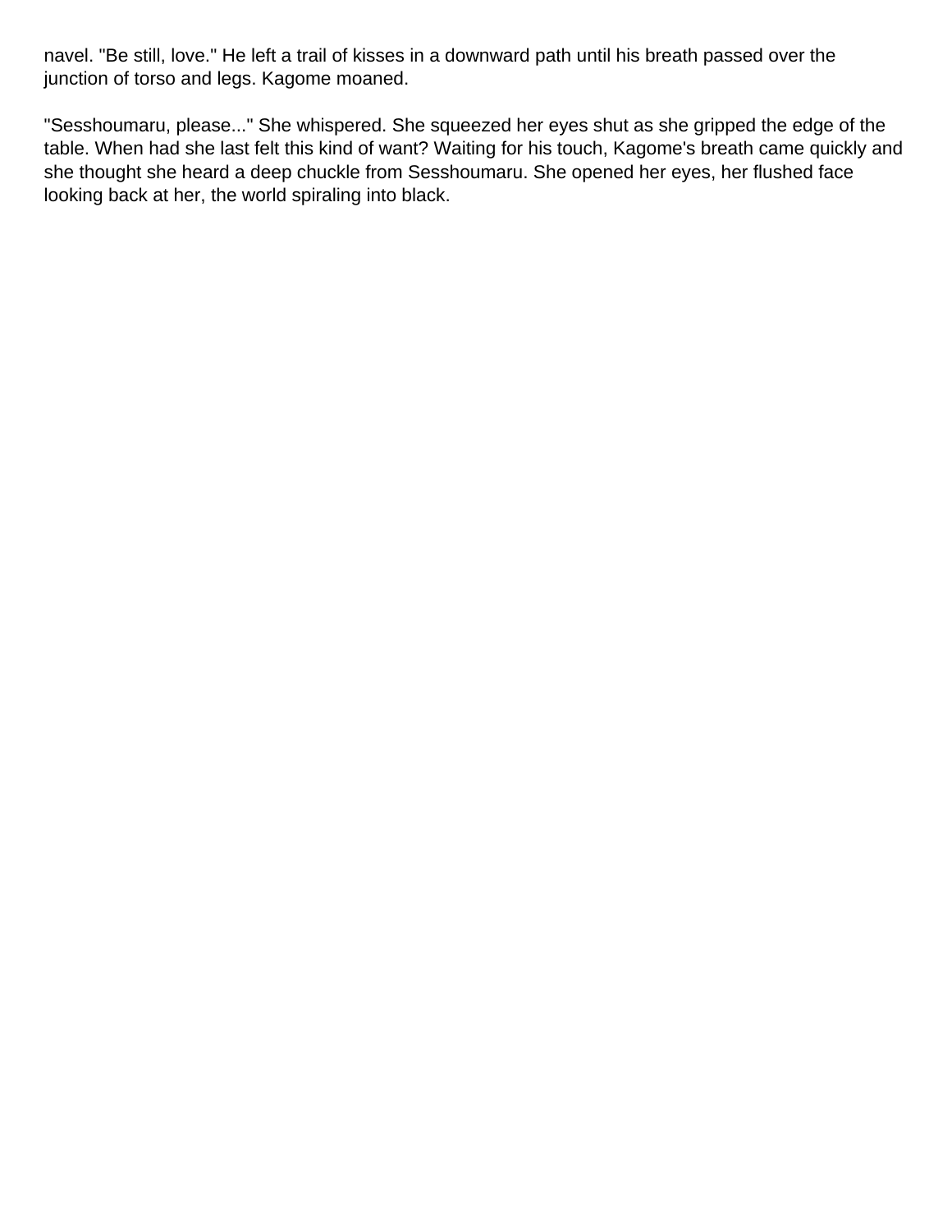navel. "Be still, love." He left a trail of kisses in a downward path until his breath passed over the junction of torso and legs. Kagome moaned.

"Sesshoumaru, please..." She whispered. She squeezed her eyes shut as she gripped the edge of the table. When had she last felt this kind of want? Waiting for his touch, Kagome's breath came quickly and she thought she heard a deep chuckle from Sesshoumaru. She opened her eyes, her flushed face looking back at her, the world spiraling into black.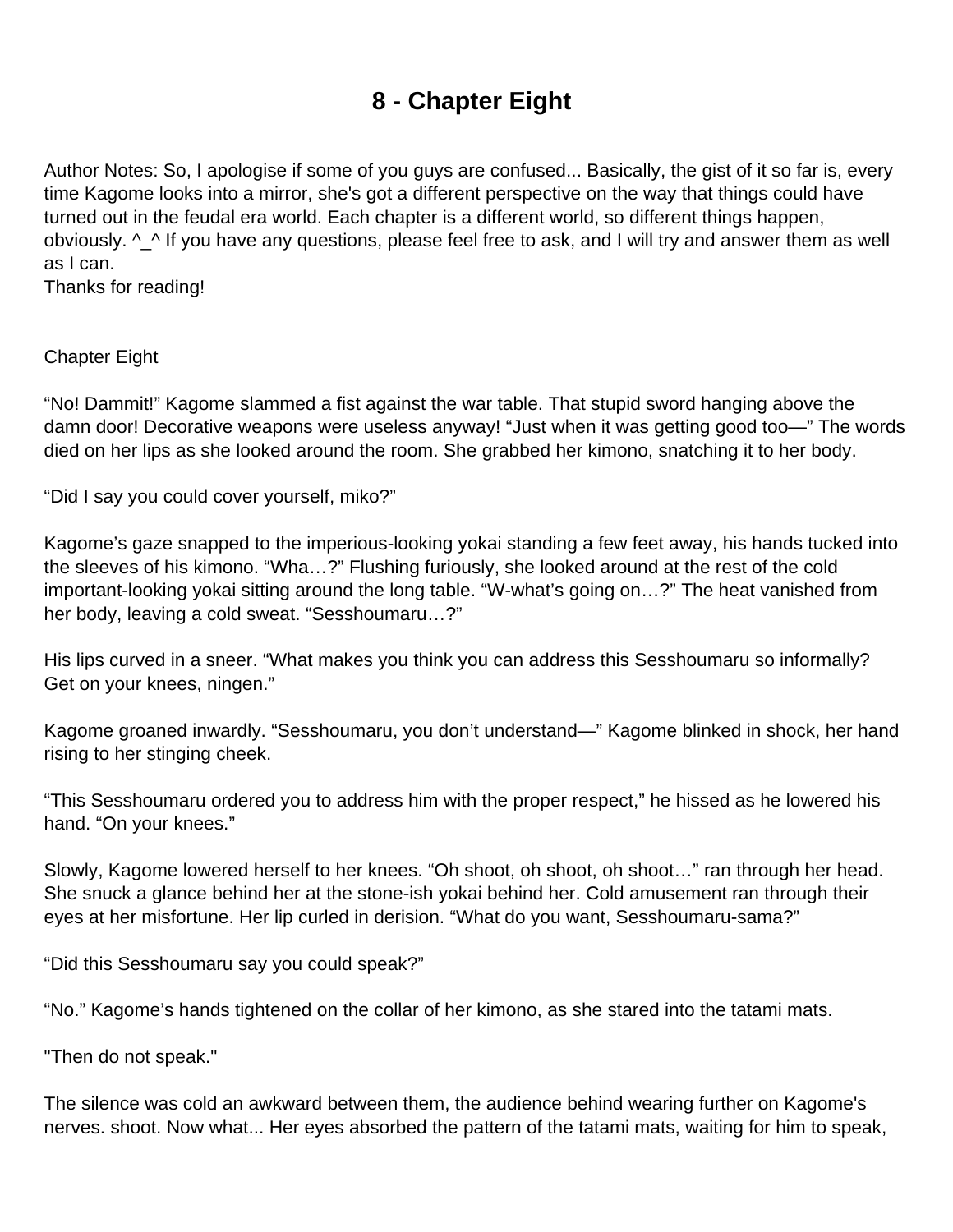# 8 - Chapter Eight

Author Notes: So, I apologise if some of you guys are confused... Basically, the gist of it so far is, every time Kagome looks into a mirror, she's got a different perspective on the way that things could have turned out in the feudal era world. Each chapter is a different world, so different things happen, obviously. ^_^ If you have any questions, please feel free to ask, and I will try and answer them as well as I can.
Thanks for reading!

Chapter Eight

"No! Dammit!" Kagome slammed a fist against the war table. That stupid sword hanging above the damn door! Decorative weapons were useless anyway! "Just when it was getting good too—" The words died on her lips as she looked around the room. She grabbed her kimono, snatching it to her body.

"Did I say you could cover yourself, miko?"

Kagome's gaze snapped to the imperious-looking yokai standing a few feet away, his hands tucked into the sleeves of his kimono. "Wha…?" Flushing furiously, she looked around at the rest of the cold important-looking yokai sitting around the long table. "W-what's going on…?" The heat vanished from her body, leaving a cold sweat. "Sesshoumaru…?"

His lips curved in a sneer. "What makes you think you can address this Sesshoumaru so informally? Get on your knees, ningen."

Kagome groaned inwardly. "Sesshoumaru, you don't understand—" Kagome blinked in shock, her hand rising to her stinging cheek.

"This Sesshoumaru ordered you to address him with the proper respect," he hissed as he lowered his hand. "On your knees."

Slowly, Kagome lowered herself to her knees. "Oh shoot, oh shoot, oh shoot…" ran through her head. She snuck a glance behind her at the stone-ish yokai behind her. Cold amusement ran through their eyes at her misfortune. Her lip curled in derision. "What do you want, Sesshoumaru-sama?"

"Did this Sesshoumaru say you could speak?"

"No." Kagome's hands tightened on the collar of her kimono, as she stared into the tatami mats.

"Then do not speak."

The silence was cold an awkward between them, the audience behind wearing further on Kagome's nerves. shoot. Now what... Her eyes absorbed the pattern of the tatami mats, waiting for him to speak,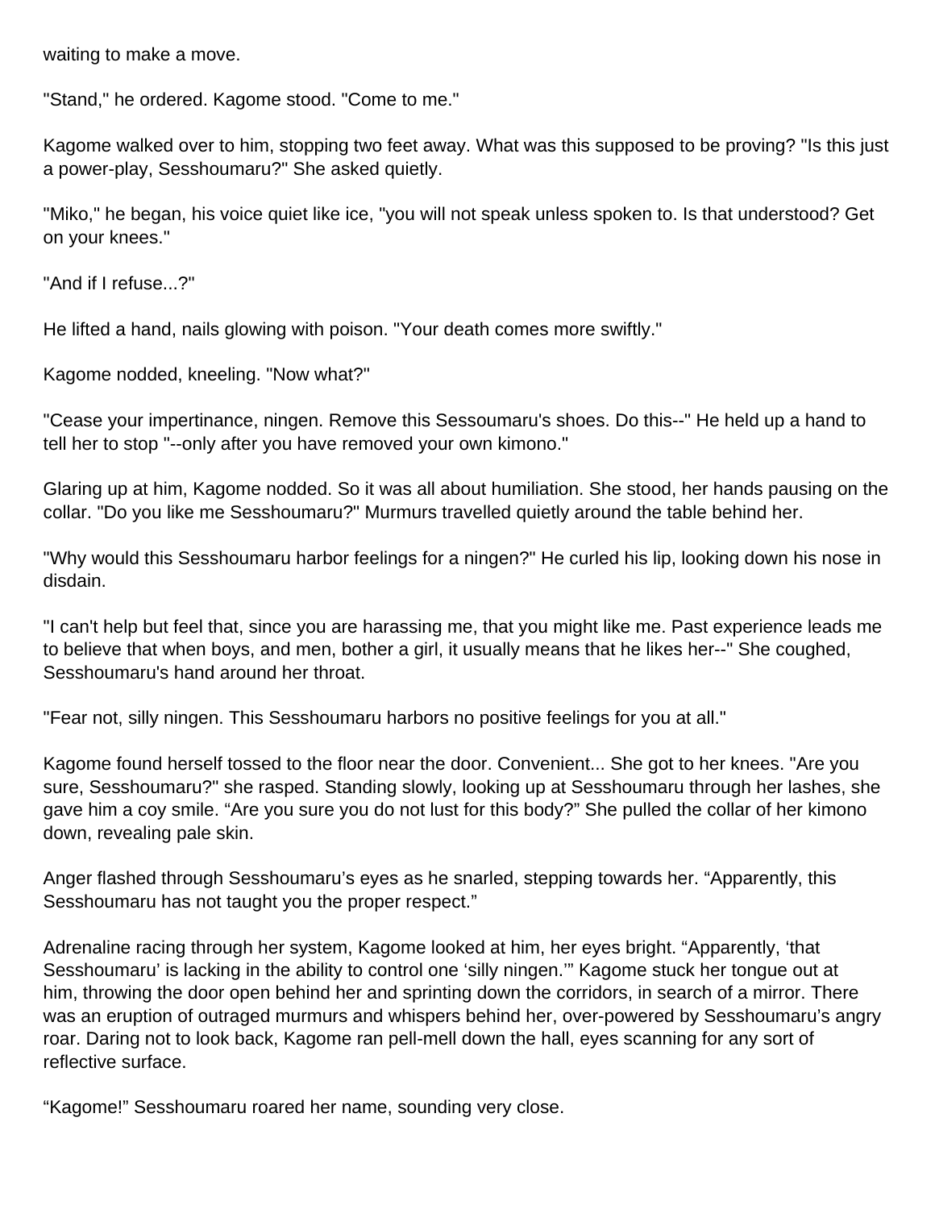waiting to make a move.

"Stand," he ordered. Kagome stood. "Come to me."

Kagome walked over to him, stopping two feet away. What was this supposed to be proving? "Is this just a power-play, Sesshoumaru?" She asked quietly.

"Miko," he began, his voice quiet like ice, "you will not speak unless spoken to. Is that understood? Get on your knees."

"And if I refuse...?"

He lifted a hand, nails glowing with poison. "Your death comes more swiftly."

Kagome nodded, kneeling. "Now what?"

"Cease your impertinance, ningen. Remove this Sessoumaru's shoes. Do this--" He held up a hand to tell her to stop "--only after you have removed your own kimono."

Glaring up at him, Kagome nodded. So it was all about humiliation. She stood, her hands pausing on the collar. "Do you like me Sesshoumaru?" Murmurs travelled quietly around the table behind her.

"Why would this Sesshoumaru harbor feelings for a ningen?" He curled his lip, looking down his nose in disdain.

"I can't help but feel that, since you are harassing me, that you might like me. Past experience leads me to believe that when boys, and men, bother a girl, it usually means that he likes her--" She coughed, Sesshoumaru's hand around her throat.

"Fear not, silly ningen. This Sesshoumaru harbors no positive feelings for you at all."

Kagome found herself tossed to the floor near the door. Convenient... She got to her knees. "Are you sure, Sesshoumaru?" she rasped. Standing slowly, looking up at Sesshoumaru through her lashes, she gave him a coy smile. "Are you sure you do not lust for this body?" She pulled the collar of her kimono down, revealing pale skin.

Anger flashed through Sesshoumaru's eyes as he snarled, stepping towards her. "Apparently, this Sesshoumaru has not taught you the proper respect."

Adrenaline racing through her system, Kagome looked at him, her eyes bright. "Apparently, 'that Sesshoumaru' is lacking in the ability to control one 'silly ningen.'" Kagome stuck her tongue out at him, throwing the door open behind her and sprinting down the corridors, in search of a mirror. There was an eruption of outraged murmurs and whispers behind her, over-powered by Sesshoumaru's angry roar. Daring not to look back, Kagome ran pell-mell down the hall, eyes scanning for any sort of reflective surface.

"Kagome!" Sesshoumaru roared her name, sounding very close.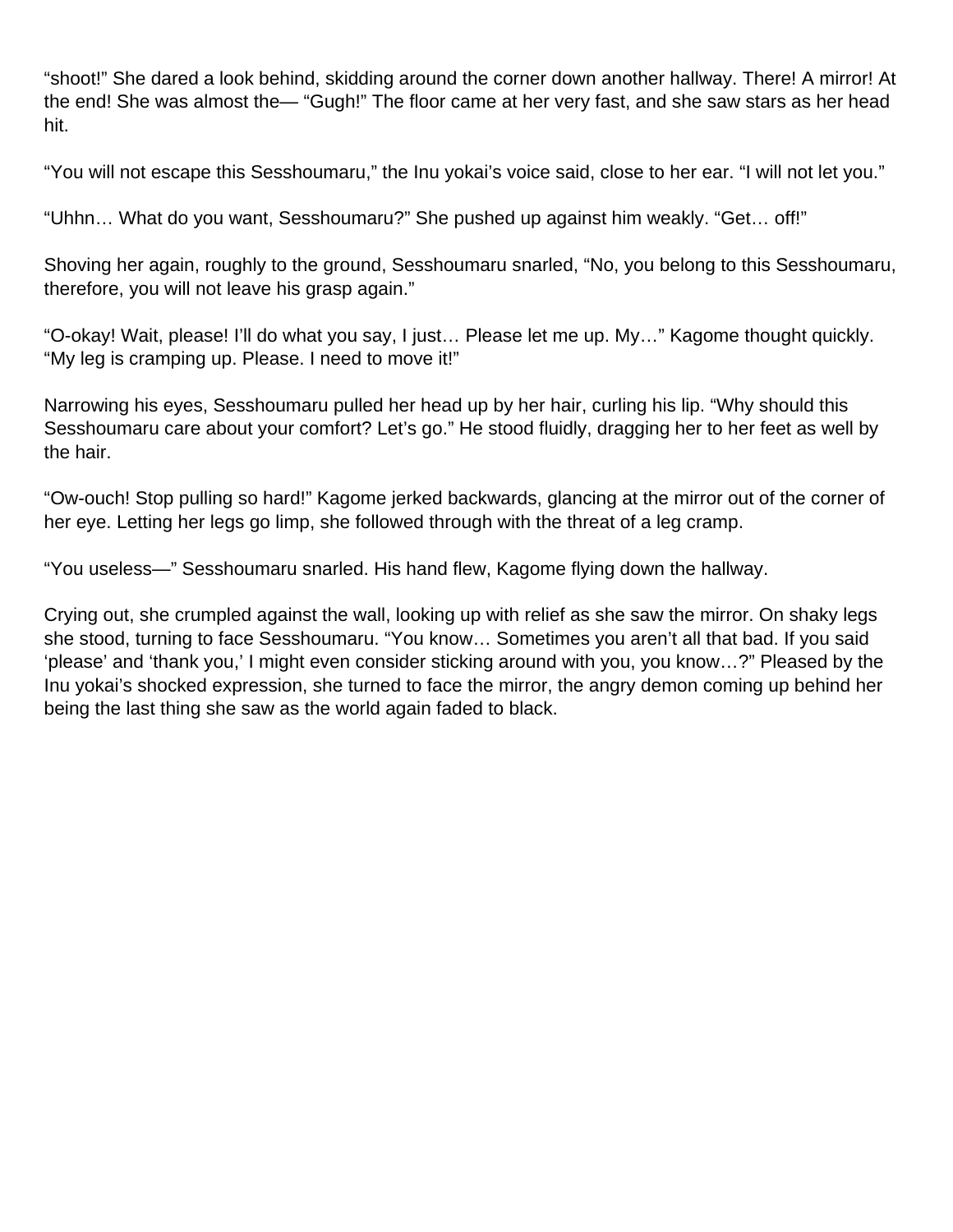"shoot!" She dared a look behind, skidding around the corner down another hallway. There! A mirror! At the end! She was almost the— "Gugh!" The floor came at her very fast, and she saw stars as her head hit.

"You will not escape this Sesshoumaru," the Inu yokai's voice said, close to her ear. "I will not let you."

"Uhhn… What do you want, Sesshoumaru?" She pushed up against him weakly. "Get… off!"

Shoving her again, roughly to the ground, Sesshoumaru snarled, "No, you belong to this Sesshoumaru, therefore, you will not leave his grasp again."

"O-okay! Wait, please! I'll do what you say, I just… Please let me up. My…" Kagome thought quickly. "My leg is cramping up. Please. I need to move it!"

Narrowing his eyes, Sesshoumaru pulled her head up by her hair, curling his lip. "Why should this Sesshoumaru care about your comfort? Let's go." He stood fluidly, dragging her to her feet as well by the hair.

"Ow-ouch! Stop pulling so hard!" Kagome jerked backwards, glancing at the mirror out of the corner of her eye. Letting her legs go limp, she followed through with the threat of a leg cramp.

"You useless—" Sesshoumaru snarled. His hand flew, Kagome flying down the hallway.

Crying out, she crumpled against the wall, looking up with relief as she saw the mirror. On shaky legs she stood, turning to face Sesshoumaru. "You know… Sometimes you aren't all that bad. If you said 'please' and 'thank you,' I might even consider sticking around with you, you know…?" Pleased by the Inu yokai's shocked expression, she turned to face the mirror, the angry demon coming up behind her being the last thing she saw as the world again faded to black.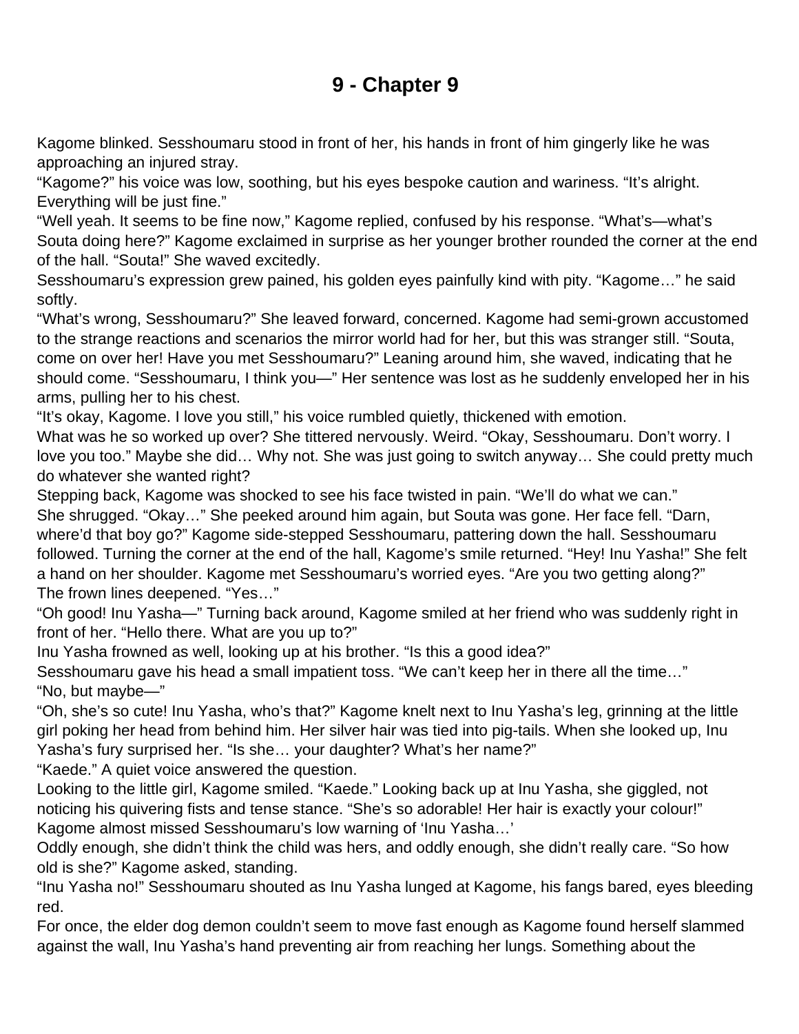# 9 - Chapter 9

Kagome blinked. Sesshoumaru stood in front of her, his hands in front of him gingerly like he was approaching an injured stray.

"Kagome?" his voice was low, soothing, but his eyes bespoke caution and wariness. "It's alright. Everything will be just fine."

"Well yeah. It seems to be fine now," Kagome replied, confused by his response. "What's—what's Souta doing here?" Kagome exclaimed in surprise as her younger brother rounded the corner at the end of the hall. "Souta!" She waved excitedly.

Sesshoumaru's expression grew pained, his golden eyes painfully kind with pity. "Kagome…" he said softly.

"What's wrong, Sesshoumaru?" She leaved forward, concerned. Kagome had semi-grown accustomed to the strange reactions and scenarios the mirror world had for her, but this was stranger still. "Souta, come on over her! Have you met Sesshoumaru?" Leaning around him, she waved, indicating that he should come. "Sesshoumaru, I think you—" Her sentence was lost as he suddenly enveloped her in his arms, pulling her to his chest.

"It's okay, Kagome. I love you still," his voice rumbled quietly, thickened with emotion.

What was he so worked up over? She tittered nervously. Weird. "Okay, Sesshoumaru. Don't worry. I love you too." Maybe she did… Why not. She was just going to switch anyway… She could pretty much do whatever she wanted right?

Stepping back, Kagome was shocked to see his face twisted in pain. "We'll do what we can."

She shrugged. "Okay…" She peeked around him again, but Souta was gone. Her face fell. "Darn, where'd that boy go?" Kagome side-stepped Sesshoumaru, pattering down the hall. Sesshoumaru followed. Turning the corner at the end of the hall, Kagome's smile returned. "Hey! Inu Yasha!" She felt a hand on her shoulder. Kagome met Sesshoumaru's worried eyes. "Are you two getting along?"

The frown lines deepened. "Yes…"

"Oh good! Inu Yasha—" Turning back around, Kagome smiled at her friend who was suddenly right in front of her. "Hello there. What are you up to?"

Inu Yasha frowned as well, looking up at his brother. "Is this a good idea?"

Sesshoumaru gave his head a small impatient toss. "We can't keep her in there all the time…"

"No, but maybe—"

"Oh, she's so cute! Inu Yasha, who's that?" Kagome knelt next to Inu Yasha's leg, grinning at the little girl poking her head from behind him. Her silver hair was tied into pig-tails. When she looked up, Inu Yasha's fury surprised her. "Is she… your daughter? What's her name?"

"Kaede." A quiet voice answered the question.

Looking to the little girl, Kagome smiled. "Kaede." Looking back up at Inu Yasha, she giggled, not noticing his quivering fists and tense stance. "She's so adorable! Her hair is exactly your colour!" Kagome almost missed Sesshoumaru's low warning of 'Inu Yasha…'

Oddly enough, she didn't think the child was hers, and oddly enough, she didn't really care. "So how old is she?" Kagome asked, standing.

"Inu Yasha no!" Sesshoumaru shouted as Inu Yasha lunged at Kagome, his fangs bared, eyes bleeding red.

For once, the elder dog demon couldn't seem to move fast enough as Kagome found herself slammed against the wall, Inu Yasha's hand preventing air from reaching her lungs. Something about the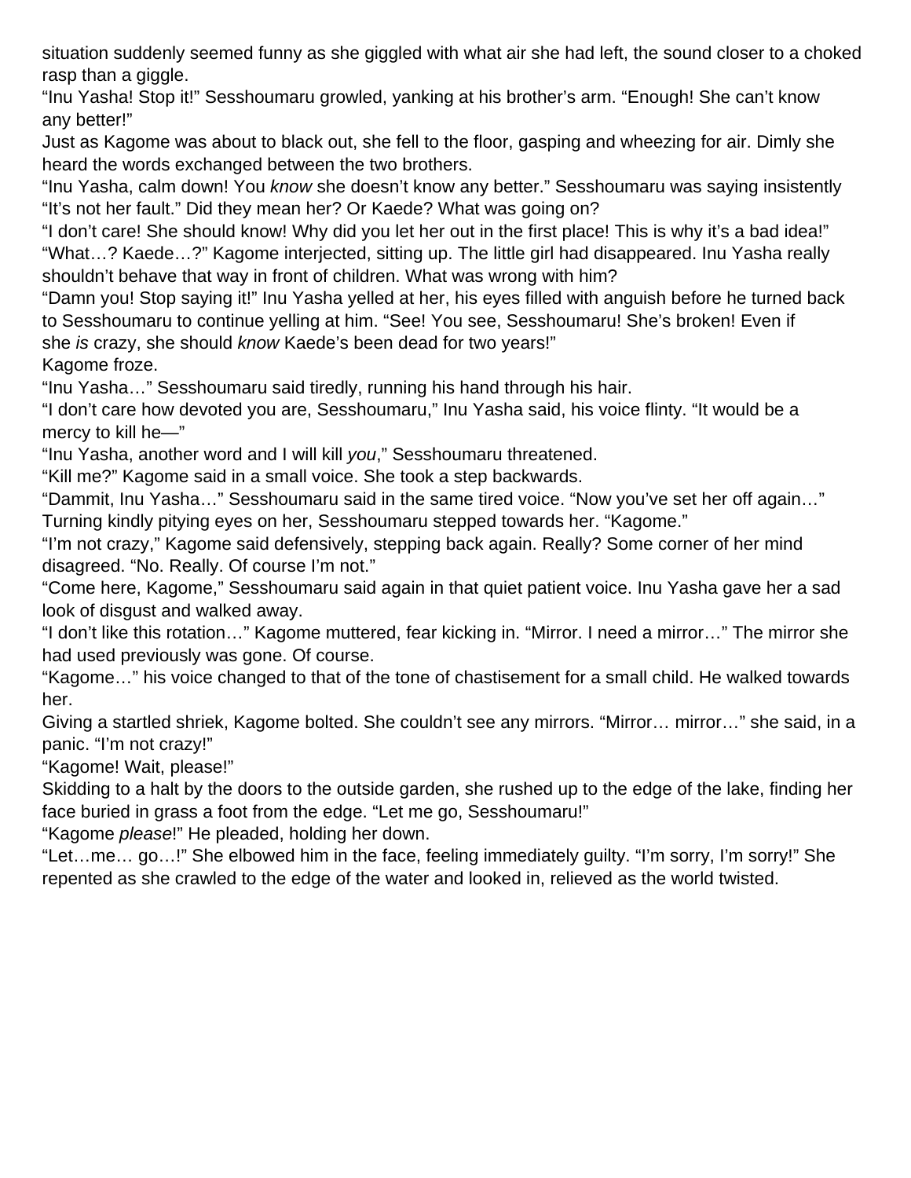situation suddenly seemed funny as she giggled with what air she had left, the sound closer to a choked rasp than a giggle.

"Inu Yasha! Stop it!" Sesshoumaru growled, yanking at his brother's arm. "Enough! She can't know any better!"

Just as Kagome was about to black out, she fell to the floor, gasping and wheezing for air. Dimly she heard the words exchanged between the two brothers.

"Inu Yasha, calm down! You *know* she doesn't know any better." Sesshoumaru was saying insistently "It's not her fault." Did they mean her? Or Kaede? What was going on?

"I don't care! She should know! Why did you let her out in the first place! This is why it's a bad idea!"

"What…? Kaede…?" Kagome interjected, sitting up. The little girl had disappeared. Inu Yasha really shouldn't behave that way in front of children. What was wrong with him?

"Damn you! Stop saying it!" Inu Yasha yelled at her, his eyes filled with anguish before he turned back to Sesshoumaru to continue yelling at him. "See! You see, Sesshoumaru! She's broken! Even if she *is* crazy, she should *know* Kaede's been dead for two years!"

Kagome froze.

"Inu Yasha…" Sesshoumaru said tiredly, running his hand through his hair.

"I don't care how devoted you are, Sesshoumaru," Inu Yasha said, his voice flinty. "It would be a mercy to kill he—"

"Inu Yasha, another word and I will kill *you*," Sesshoumaru threatened.

"Kill me?" Kagome said in a small voice. She took a step backwards.

"Dammit, Inu Yasha…" Sesshoumaru said in the same tired voice. "Now you've set her off again…" Turning kindly pitying eyes on her, Sesshoumaru stepped towards her. "Kagome."

"I'm not crazy," Kagome said defensively, stepping back again. Really? Some corner of her mind disagreed. "No. Really. Of course I'm not."

"Come here, Kagome," Sesshoumaru said again in that quiet patient voice. Inu Yasha gave her a sad look of disgust and walked away.

"I don't like this rotation…" Kagome muttered, fear kicking in. "Mirror. I need a mirror…" The mirror she had used previously was gone. Of course.

"Kagome…" his voice changed to that of the tone of chastisement for a small child. He walked towards her.

Giving a startled shriek, Kagome bolted. She couldn't see any mirrors. "Mirror… mirror…" she said, in a panic. "I'm not crazy!"

"Kagome! Wait, please!"

Skidding to a halt by the doors to the outside garden, she rushed up to the edge of the lake, finding her face buried in grass a foot from the edge. "Let me go, Sesshoumaru!"

"Kagome *please*!" He pleaded, holding her down.

"Let…me… go…!" She elbowed him in the face, feeling immediately guilty. "I'm sorry, I'm sorry!" She repented as she crawled to the edge of the water and looked in, relieved as the world twisted.